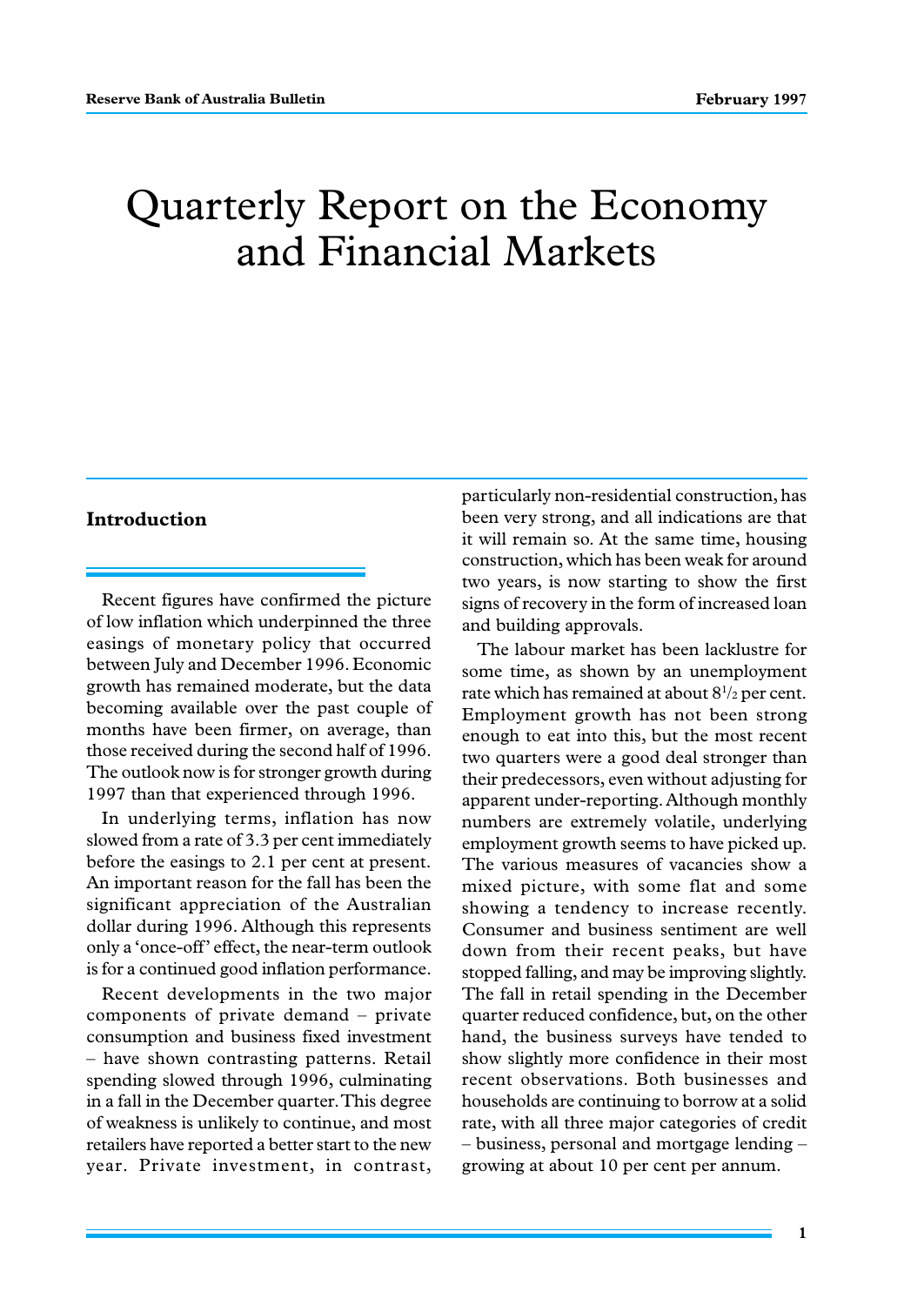# Quarterly Report on the Economy and Financial Markets

## Introduction

Recent figures have confirmed the picture of low inflation which underpinned the three easings of monetary policy that occurred between July and December 1996. Economic growth has remained moderate, but the data becoming available over the past couple of months have been firmer, on average, than those received during the second half of 1996. The outlook now is for stronger growth during 1997 than that experienced through 1996.

In underlying terms, inflation has now slowed from a rate of 3.3 per cent immediately before the easings to 2.1 per cent at present. An important reason for the fall has been the significant appreciation of the Australian dollar during 1996. Although this represents only a 'once-off' effect, the near-term outlook is for a continued good inflation performance.

Recent developments in the two major components of private demand – private consumption and business fixed investment – have shown contrasting patterns. Retail spending slowed through 1996, culminating in a fall in the December quarter. This degree of weakness is unlikely to continue, and most retailers have reported a better start to the new year. Private investment, in contrast, particularly non-residential construction, has been very strong, and all indications are that it will remain so. At the same time, housing construction, which has been weak for around two years, is now starting to show the first signs of recovery in the form of increased loan and building approvals.

The labour market has been lacklustre for some time, as shown by an unemployment rate which has remained at about 8½ per cent. Employment growth has not been strong enough to eat into this, but the most recent two quarters were a good deal stronger than their predecessors, even without adjusting for apparent under-reporting. Although monthly numbers are extremely volatile, underlying employment growth seems to have picked up. The various measures of vacancies show a mixed picture, with some flat and some showing a tendency to increase recently. Consumer and business sentiment are well down from their recent peaks, but have stopped falling, and may be improving slightly. The fall in retail spending in the December quarter reduced confidence, but, on the other hand, the business surveys have tended to show slightly more confidence in their most recent observations. Both businesses and households are continuing to borrow at a solid rate, with all three major categories of credit – business, personal and mortgage lending – growing at about 10 per cent per annum.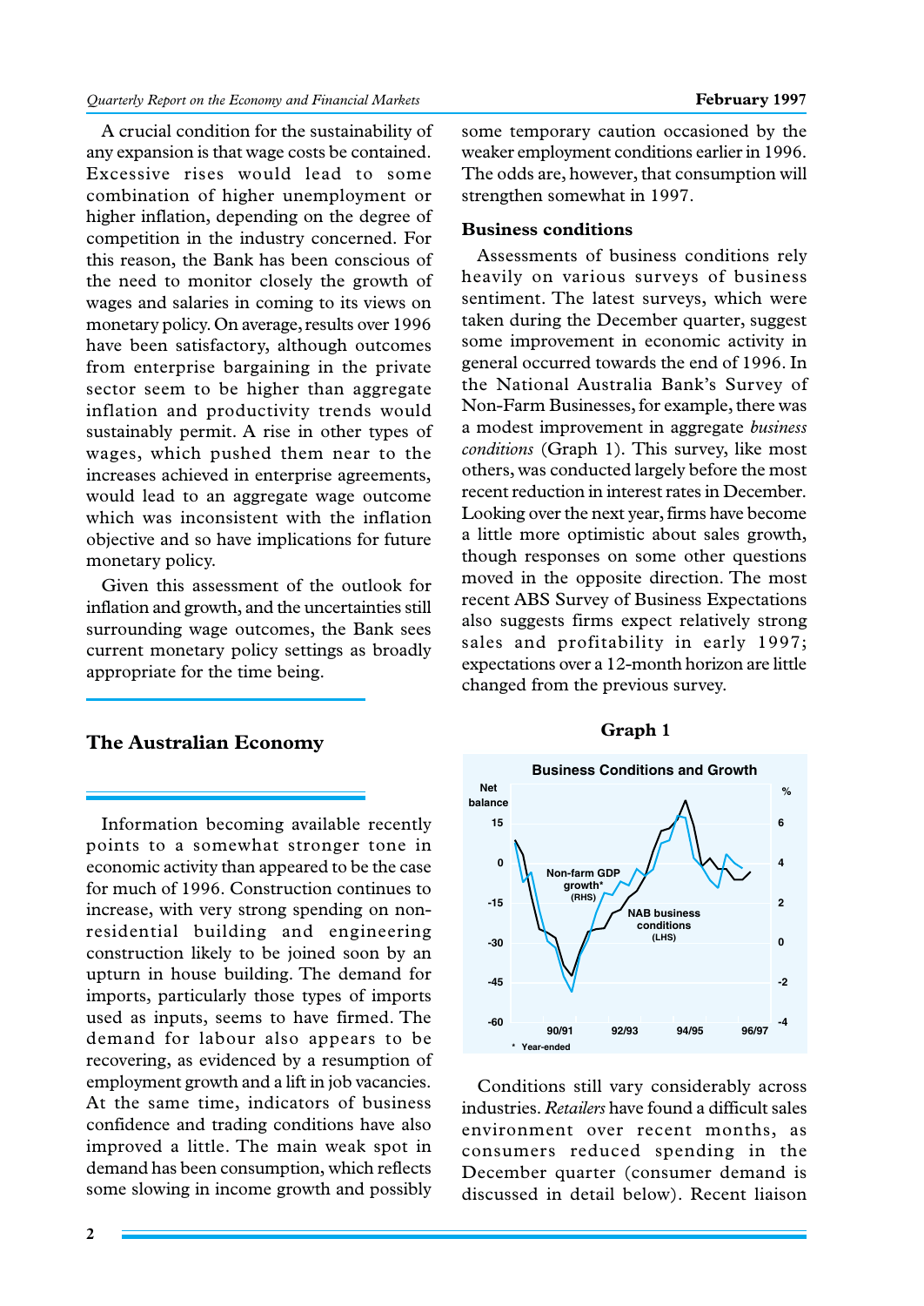A crucial condition for the sustainability of any expansion is that wage costs be contained. Excessive rises would lead to some combination of higher unemployment or higher inflation, depending on the degree of competition in the industry concerned. For this reason, the Bank has been conscious of the need to monitor closely the growth of wages and salaries in coming to its views on monetary policy. On average, results over 1996 have been satisfactory, although outcomes from enterprise bargaining in the private sector seem to be higher than aggregate inflation and productivity trends would sustainably permit. A rise in other types of wages, which pushed them near to the increases achieved in enterprise agreements, would lead to an aggregate wage outcome which was inconsistent with the inflation objective and so have implications for future monetary policy.

Given this assessment of the outlook for inflation and growth, and the uncertainties still surrounding wage outcomes, the Bank sees current monetary policy settings as broadly appropriate for the time being.

## The Australian Economy

Information becoming available recently points to a somewhat stronger tone in economic activity than appeared to be the case for much of 1996. Construction continues to increase, with very strong spending on non-residential building and engineering construction likely to be joined soon by an upturn in house building. The demand for imports, particularly those types of imports used as inputs, seems to have firmed. The demand for labour also appears to be recovering, as evidenced by a resumption of employment growth and a lift in job vacancies. At the same time, indicators of business confidence and trading conditions have also improved a little. The main weak spot in demand has been consumption, which reflects some slowing in income growth and possibly some temporary caution occasioned by the weaker employment conditions earlier in 1996. The odds are, however, that consumption will strengthen somewhat in 1997.

### Business conditions

Assessments of business conditions rely heavily on various surveys of business sentiment. The latest surveys, which were taken during the December quarter, suggest some improvement in economic activity in general occurred towards the end of 1996. In the National Australia Bank's Survey of Non-Farm Businesses, for example, there was a modest improvement in aggregate *business conditions* (Graph 1). This survey, like most others, was conducted largely before the most recent reduction in interest rates in December. Looking over the next year, firms have become a little more optimistic about sales growth, though responses on some other questions moved in the opposite direction. The most recent ABS Survey of Business Expectations also suggests firms expect relatively strong sales and profitability in early 1997; expectations over a 12-month horizon are little changed from the previous survey.

**Graph 1**

Conditions still vary considerably across industries. *Retailers* have found a difficult sales environment over recent months, as consumers reduced spending in the December quarter (consumer demand is discussed in detail below). Recent liaison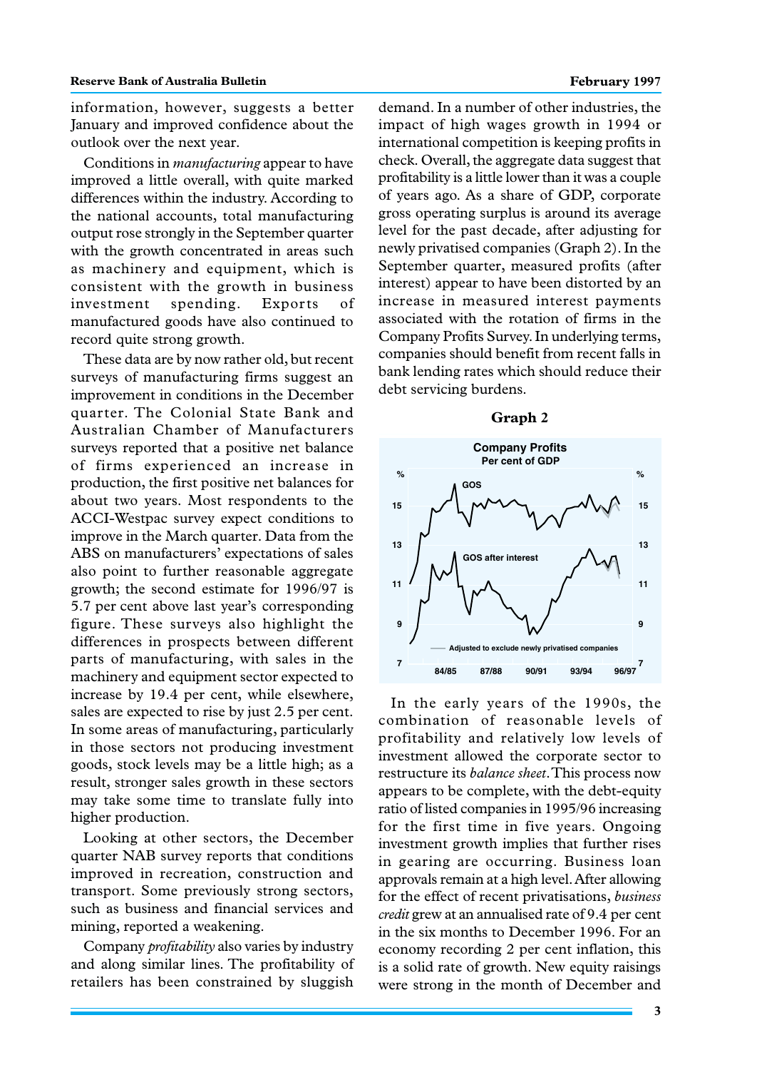information, however, suggests a better January and improved confidence about the outlook over the next year.

Conditions in *manufacturing* appear to have improved a little overall, with quite marked differences within the industry. According to the national accounts, total manufacturing output rose strongly in the September quarter with the growth concentrated in areas such as machinery and equipment, which is consistent with the growth in business investment spending. Exports of manufactured goods have also continued to record quite strong growth.

These data are by now rather old, but recent surveys of manufacturing firms suggest an improvement in conditions in the December quarter. The Colonial State Bank and Australian Chamber of Manufacturers surveys reported that a positive net balance of firms experienced an increase in production, the first positive net balances for about two years. Most respondents to the ACCI-Westpac survey expect conditions to improve in the March quarter. Data from the ABS on manufacturers' expectations of sales also point to further reasonable aggregate growth; the second estimate for 1996/97 is 5.7 per cent above last year's corresponding figure. These surveys also highlight the differences in prospects between different parts of manufacturing, with sales in the machinery and equipment sector expected to increase by 19.4 per cent, while elsewhere, sales are expected to rise by just 2.5 per cent. In some areas of manufacturing, particularly in those sectors not producing investment goods, stock levels may be a little high; as a result, stronger sales growth in these sectors may take some time to translate fully into higher production.

Looking at other sectors, the December quarter NAB survey reports that conditions improved in recreation, construction and transport. Some previously strong sectors, such as business and financial services and mining, reported a weakening.

Company *profitability* also varies by industry and along similar lines. The profitability of retailers has been constrained by sluggish demand. In a number of other industries, the impact of high wages growth in 1994 or international competition is keeping profits in check. Overall, the aggregate data suggest that profitability is a little lower than it was a couple of years ago. As a share of GDP, corporate gross operating surplus is around its average level for the past decade, after adjusting for newly privatised companies (Graph 2). In the September quarter, measured profits (after interest) appear to have been distorted by an increase in measured interest payments associated with the rotation of firms in the Company Profits Survey. In underlying terms, companies should benefit from recent falls in bank lending rates which should reduce their debt servicing burdens.

**Graph 2**

**Company Profits**
Per cent of GDP

In the early years of the 1990s, the combination of reasonable levels of profitability and relatively low levels of investment allowed the corporate sector to restructure its *balance sheet*. This process now appears to be complete, with the debt-equity ratio of listed companies in 1995/96 increasing for the first time in five years. Ongoing investment growth implies that further rises in gearing are occurring. Business loan approvals remain at a high level. After allowing for the effect of recent privatisations, *business credit* grew at an annualised rate of 9.4 per cent in the six months to December 1996. For an economy recording 2 per cent inflation, this is a solid rate of growth. New equity raisings were strong in the month of December and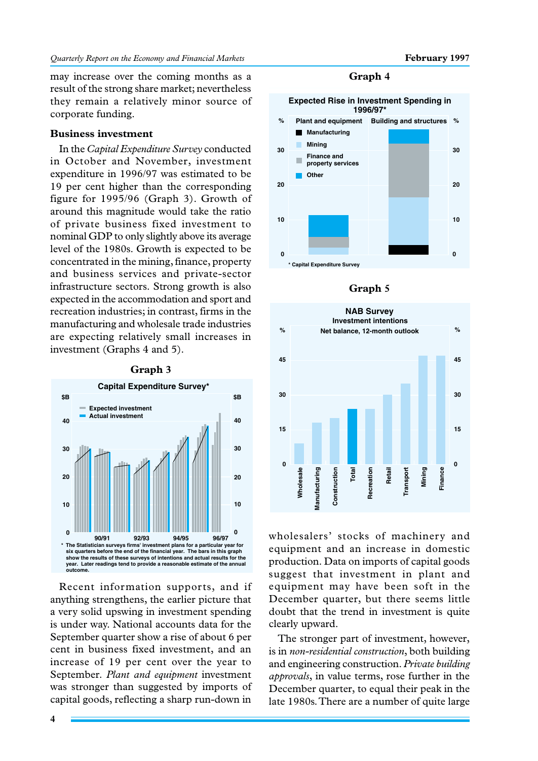may increase over the coming months as a result of the strong share market; nevertheless they remain a relatively minor source of corporate funding.

### Business investment

In the *Capital Expenditure Survey* conducted in October and November, investment expenditure in 1996/97 was estimated to be 19 per cent higher than the corresponding figure for 1995/96 (Graph 3). Growth of around this magnitude would take the ratio of private business fixed investment to nominal GDP to only slightly above its average level of the 1980s. Growth is expected to be concentrated in the mining, finance, property and business services and private-sector infrastructure sectors. Strong growth is also expected in the accommodation and sport and recreation industries; in contrast, firms in the manufacturing and wholesale trade industries are expecting relatively small increases in investment (Graphs 4 and 5).

**Graph 3**

**Capital Expenditure Survey***

\* The Statistician surveys firms' investment plans for a particular year for six quarters before the end of the financial year. The bars in this graph show the results of these surveys of intentions and actual results for the year. Later readings tend to provide a reasonable estimate of the annual outcome.

**Graph 4**

**Expected Rise in Investment Spending in 1996/97***

\* Capital Expenditure Survey

**Graph 5**

**NAB Survey**
**Investment intentions**
**Net balance, 12-month outlook**

Recent information supports, and if anything strengthens, the earlier picture that a very solid upswing in investment spending is under way. National accounts data for the September quarter show a rise of about 6 per cent in business fixed investment, and an increase of 19 per cent over the year to September. *Plant and equipment* investment was stronger than suggested by imports of capital goods, reflecting a sharp run-down in wholesalers' stocks of machinery and equipment and an increase in domestic production. Data on imports of capital goods suggest that investment in plant and equipment may have been soft in the December quarter, but there seems little doubt that the trend in investment is quite clearly upward.

The stronger part of investment, however, is in *non-residential construction*, both building and engineering construction. *Private building approvals*, in value terms, rose further in the December quarter, to equal their peak in the late 1980s. There are a number of quite large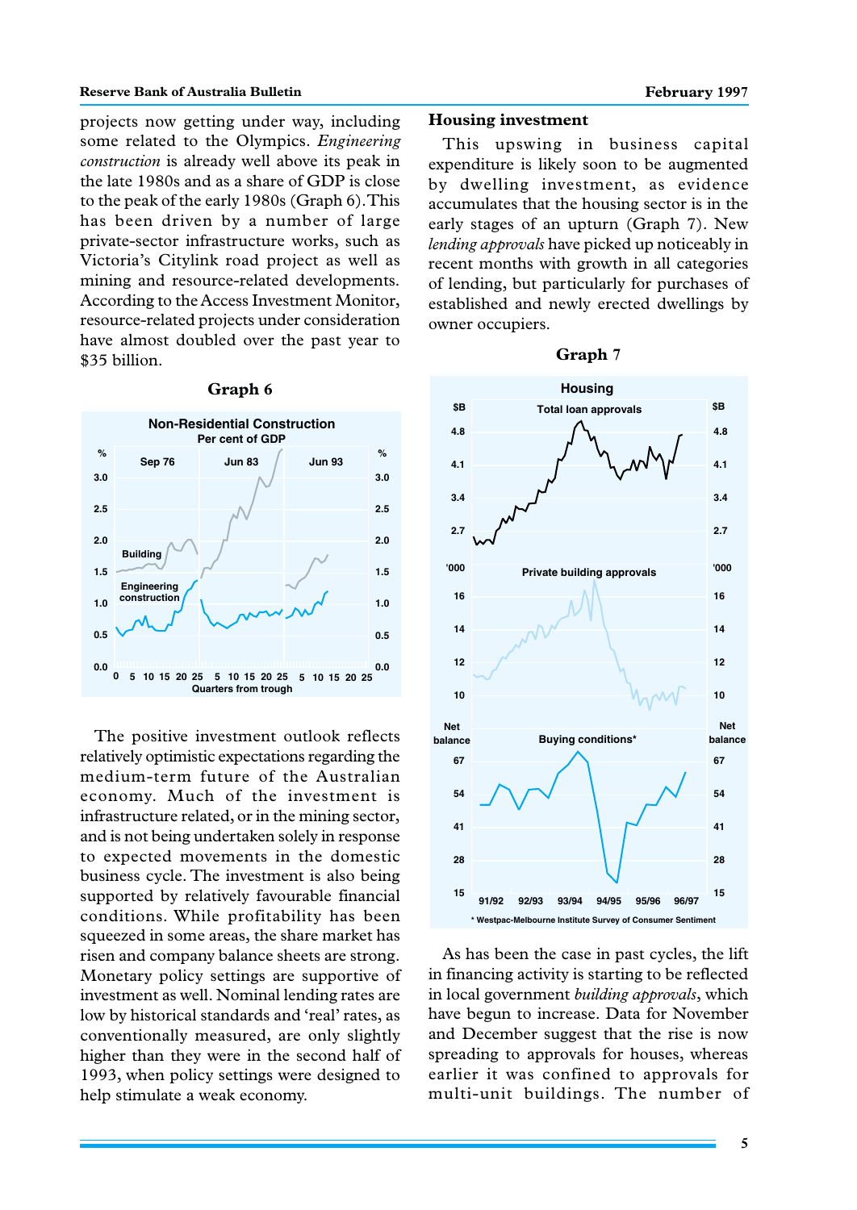projects now getting under way, including some related to the Olympics. *Engineering construction* is already well above its peak in the late 1980s and as a share of GDP is close to the peak of the early 1980s (Graph 6). This has been driven by a number of large private-sector infrastructure works, such as Victoria's Citylink road project as well as mining and resource-related developments. According to the Access Investment Monitor, resource-related projects under consideration have almost doubled over the past year to $35 billion.

**Graph 6**

The positive investment outlook reflects relatively optimistic expectations regarding the medium-term future of the Australian economy. Much of the investment is infrastructure related, or in the mining sector, and is not being undertaken solely in response to expected movements in the domestic business cycle. The investment is also being supported by relatively favourable financial conditions. While profitability has been squeezed in some areas, the share market has risen and company balance sheets are strong. Monetary policy settings are supportive of investment as well. Nominal lending rates are low by historical standards and 'real' rates, as conventionally measured, are only slightly higher than they were in the second half of 1993, when policy settings were designed to help stimulate a weak economy.

## Housing investment

This upswing in business capital expenditure is likely soon to be augmented by dwelling investment, as evidence accumulates that the housing sector is in the early stages of an upturn (Graph 7). New *lending approvals* have picked up noticeably in recent months with growth in all categories of lending, but particularly for purchases of established and newly erected dwellings by owner occupiers.

**Graph 7**

As has been the case in past cycles, the lift in financing activity is starting to be reflected in local government *building approvals*, which have begun to increase. Data for November and December suggest that the rise is now spreading to approvals for houses, whereas earlier it was confined to approvals for multi-unit buildings. The number of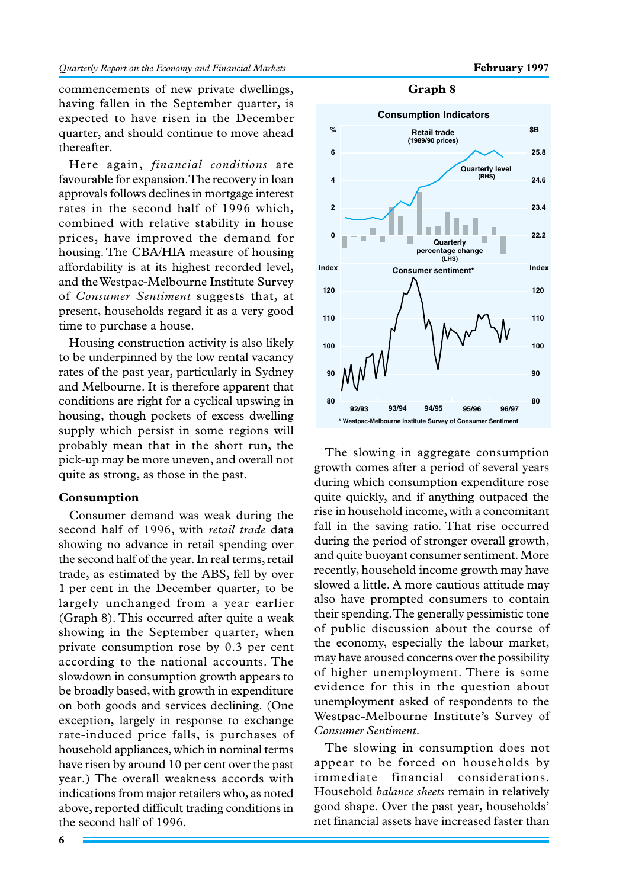commencements of new private dwellings, having fallen in the September quarter, is expected to have risen in the December quarter, and should continue to move ahead thereafter.

Here again, *financial conditions* are favourable for expansion. The recovery in loan approvals follows declines in mortgage interest rates in the second half of 1996 which, combined with relative stability in house prices, have improved the demand for housing. The CBA/HIA measure of housing affordability is at its highest recorded level, and the Westpac-Melbourne Institute Survey of *Consumer Sentiment* suggests that, at present, households regard it as a very good time to purchase a house.

Housing construction activity is also likely to be underpinned by the low rental vacancy rates of the past year, particularly in Sydney and Melbourne. It is therefore apparent that conditions are right for a cyclical upswing in housing, though pockets of excess dwelling supply which persist in some regions will probably mean that in the short run, the pick-up may be more uneven, and overall not quite as strong, as those in the past.

## Consumption

Consumer demand was weak during the second half of 1996, with *retail trade* data showing no advance in retail spending over the second half of the year. In real terms, retail trade, as estimated by the ABS, fell by over 1 per cent in the December quarter, to be largely unchanged from a year earlier (Graph 8). This occurred after quite a weak showing in the September quarter, when private consumption rose by 0.3 per cent according to the national accounts. The slowdown in consumption growth appears to be broadly based, with growth in expenditure on both goods and services declining. (One exception, largely in response to exchange rate-induced price falls, is purchases of household appliances, which in nominal terms have risen by around 10 per cent over the past year.) The overall weakness accords with indications from major retailers who, as noted above, reported difficult trading conditions in the second half of 1996.

**Graph 8**

**Consumption Indicators**

Retail trade (1989/90 prices): Quarterly level (RHS, $B); Quarterly percentage change (LHS, %)

Consumer sentiment* (Index)

\* Westpac-Melbourne Institute Survey of Consumer Sentiment

The slowing in aggregate consumption growth comes after a period of several years during which consumption expenditure rose quite quickly, and if anything outpaced the rise in household income, with a concomitant fall in the saving ratio. That rise occurred during the period of stronger overall growth, and quite buoyant consumer sentiment. More recently, household income growth may have slowed a little. A more cautious attitude may also have prompted consumers to contain their spending. The generally pessimistic tone of public discussion about the course of the economy, especially the labour market, may have aroused concerns over the possibility of higher unemployment. There is some evidence for this in the question about unemployment asked of respondents to the Westpac-Melbourne Institute's Survey of *Consumer Sentiment*.

The slowing in consumption does not appear to be forced on households by immediate financial considerations. Household *balance sheets* remain in relatively good shape. Over the past year, households' net financial assets have increased faster than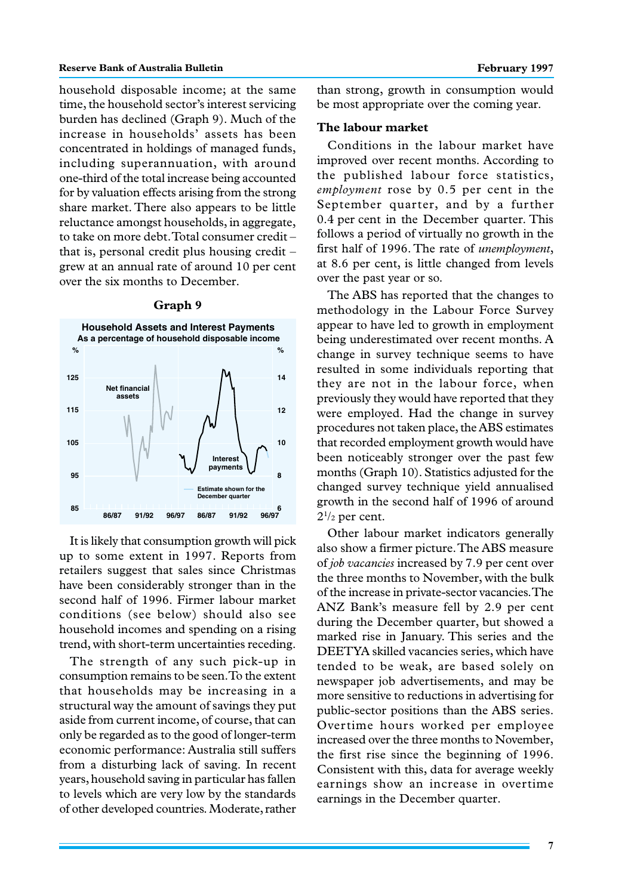household disposable income; at the same time, the household sector's interest servicing burden has declined (Graph 9). Much of the increase in households' assets has been concentrated in holdings of managed funds, including superannuation, with around one-third of the total increase being accounted for by valuation effects arising from the strong share market. There also appears to be little reluctance amongst households, in aggregate, to take on more debt. Total consumer credit – that is, personal credit plus housing credit – grew at an annual rate of around 10 per cent over the six months to December.

**Graph 9**

**Household Assets and Interest Payments**
**As a percentage of household disposable income**

It is likely that consumption growth will pick up to some extent in 1997. Reports from retailers suggest that sales since Christmas have been considerably stronger than in the second half of 1996. Firmer labour market conditions (see below) should also see household incomes and spending on a rising trend, with short-term uncertainties receding.

The strength of any such pick-up in consumption remains to be seen. To the extent that households may be increasing in a structural way the amount of savings they put aside from current income, of course, that can only be regarded as to the good of longer-term economic performance: Australia still suffers from a disturbing lack of saving. In recent years, household saving in particular has fallen to levels which are very low by the standards of other developed countries. Moderate, rather than strong, growth in consumption would be most appropriate over the coming year.

### The labour market

Conditions in the labour market have improved over recent months. According to the published labour force statistics, *employment* rose by 0.5 per cent in the September quarter, and by a further 0.4 per cent in the December quarter. This follows a period of virtually no growth in the first half of 1996. The rate of *unemployment*, at 8.6 per cent, is little changed from levels over the past year or so.

The ABS has reported that the changes to methodology in the Labour Force Survey appear to have led to growth in employment being underestimated over recent months. A change in survey technique seems to have resulted in some individuals reporting that they are not in the labour force, when previously they would have reported that they were employed. Had the change in survey procedures not taken place, the ABS estimates that recorded employment growth would have been noticeably stronger over the past few months (Graph 10). Statistics adjusted for the changed survey technique yield annualised growth in the second half of 1996 of around $2^1/_2$ per cent.

Other labour market indicators generally also show a firmer picture. The ABS measure of *job vacancies* increased by 7.9 per cent over the three months to November, with the bulk of the increase in private-sector vacancies. The ANZ Bank's measure fell by 2.9 per cent during the December quarter, but showed a marked rise in January. This series and the DEETYA skilled vacancies series, which have tended to be weak, are based solely on newspaper job advertisements, and may be more sensitive to reductions in advertising for public-sector positions than the ABS series. Overtime hours worked per employee increased over the three months to November, the first rise since the beginning of 1996. Consistent with this, data for average weekly earnings show an increase in overtime earnings in the December quarter.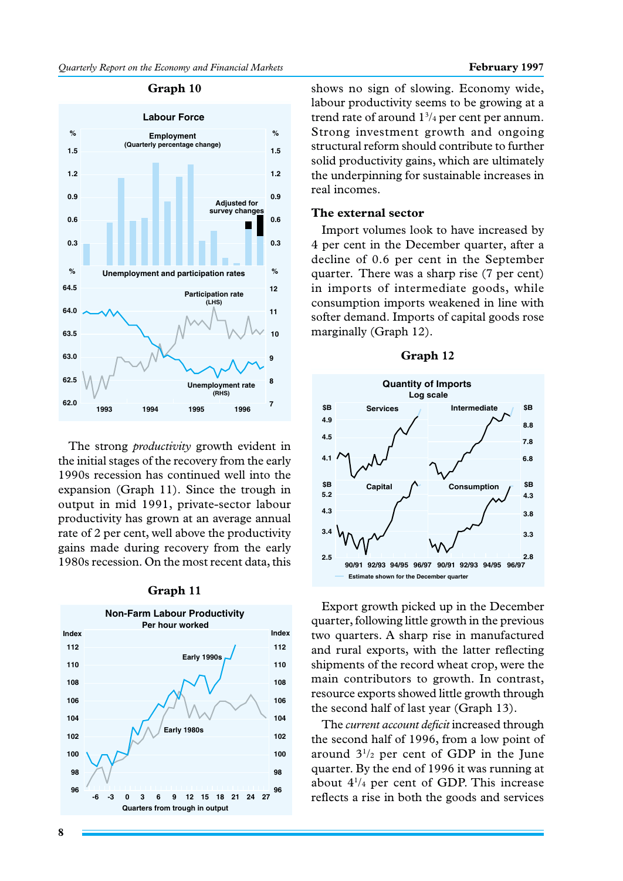**Graph 10**

**Graph 11**

The strong *productivity* growth evident in the initial stages of the recovery from the early 1990s recession has continued well into the expansion (Graph 11). Since the trough in output in mid 1991, private-sector labour productivity has grown at an average annual rate of 2 per cent, well above the productivity gains made during recovery from the early 1980s recession. On the most recent data, this shows no sign of slowing. Economy wide, labour productivity seems to be growing at a trend rate of around $1^{3}/_{4}$ per cent per annum. Strong investment growth and ongoing structural reform should contribute to further solid productivity gains, which are ultimately the underpinning for sustainable increases in real incomes.

## The external sector

Import volumes look to have increased by 4 per cent in the December quarter, after a decline of 0.6 per cent in the September quarter. There was a sharp rise (7 per cent) in imports of intermediate goods, while consumption imports weakened in line with softer demand. Imports of capital goods rose marginally (Graph 12).

**Graph 12**

Export growth picked up in the December quarter, following little growth in the previous two quarters. A sharp rise in manufactured and rural exports, with the latter reflecting shipments of the record wheat crop, were the main contributors to growth. In contrast, resource exports showed little growth through the second half of last year (Graph 13).

The *current account deficit* increased through the second half of 1996, from a low point of around $3^{1}/_{2}$ per cent of GDP in the June quarter. By the end of 1996 it was running at about $4^{1}/_{4}$ per cent of GDP. This increase reflects a rise in both the goods and services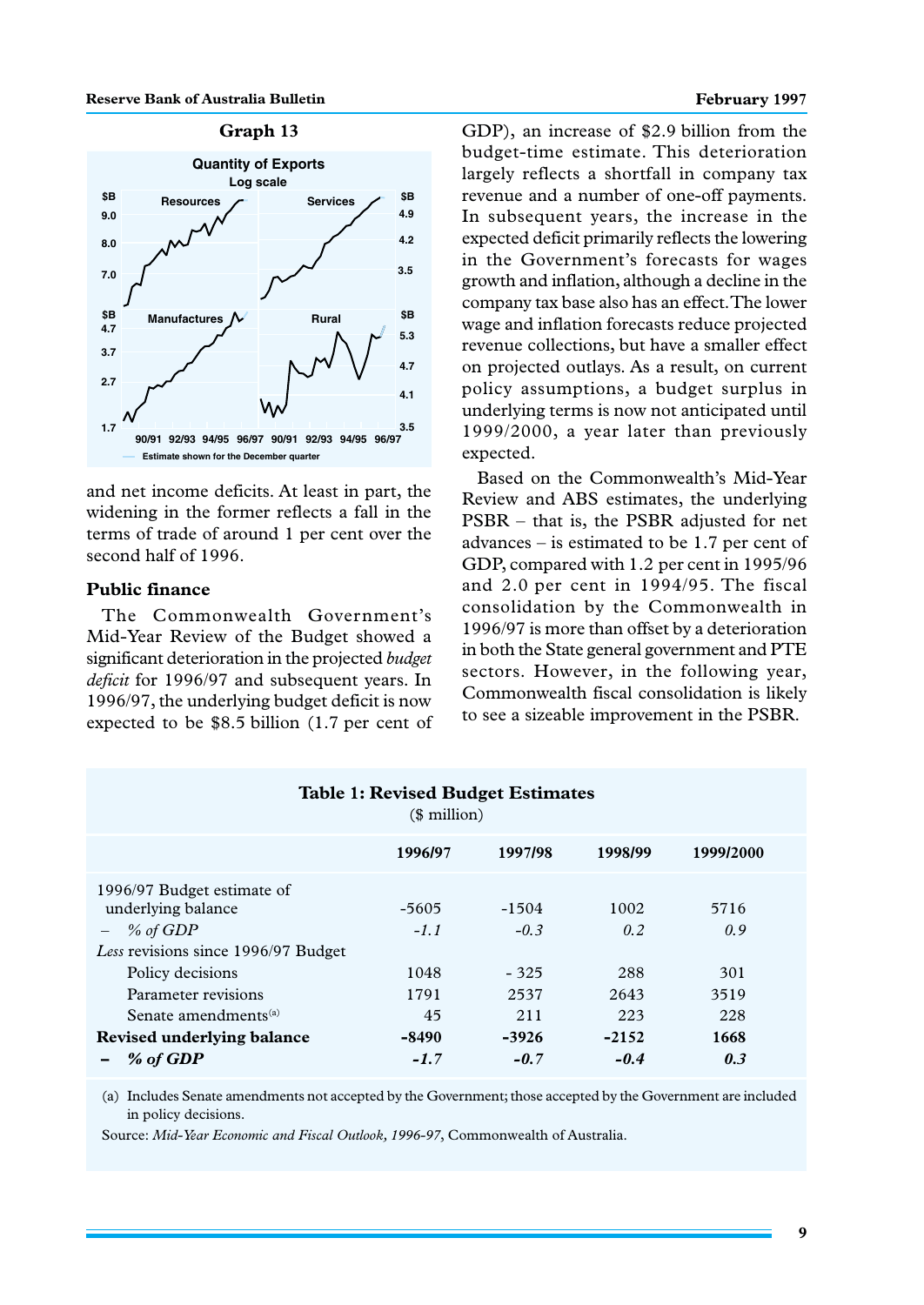Graph 13

and net income deficits. At least in part, the widening in the former reflects a fall in the terms of trade of around 1 per cent over the second half of 1996.

## Public finance

The Commonwealth Government's Mid-Year Review of the Budget showed a significant deterioration in the projected *budget deficit* for 1996/97 and subsequent years. In 1996/97, the underlying budget deficit is now expected to be \$8.5 billion (1.7 per cent of GDP), an increase of \$2.9 billion from the budget-time estimate. This deterioration largely reflects a shortfall in company tax revenue and a number of one-off payments. In subsequent years, the increase in the expected deficit primarily reflects the lowering in the Government's forecasts for wages growth and inflation, although a decline in the company tax base also has an effect. The lower wage and inflation forecasts reduce projected revenue collections, but have a smaller effect on projected outlays. As a result, on current policy assumptions, a budget surplus in underlying terms is now not anticipated until 1999/2000, a year later than previously expected.

Based on the Commonwealth's Mid-Year Review and ABS estimates, the underlying PSBR – that is, the PSBR adjusted for net advances – is estimated to be 1.7 per cent of GDP, compared with 1.2 per cent in 1995/96 and 2.0 per cent in 1994/95. The fiscal consolidation by the Commonwealth in 1996/97 is more than offset by a deterioration in both the State general government and PTE sectors. However, in the following year, Commonwealth fiscal consolidation is likely to see a sizeable improvement in the PSBR.

**Table 1: Revised Budget Estimates**
(\$ million)

| | 1996/97 | 1997/98 | 1998/99 | 1999/2000 |
|---|---|---|---|---|
| 1996/97 Budget estimate of underlying balance | -5605 | -1504 | 1002 | 5716 |
| – *% of GDP* | *-1.1* | *-0.3* | *0.2* | *0.9* |
| *Less* revisions since 1996/97 Budget | | | | |
| Policy decisions | 1048 | - 325 | 288 | 301 |
| Parameter revisions | 1791 | 2537 | 2643 | 3519 |
| Senate amendments[(a)] | 45 | 211 | 223 | 228 |
| **Revised underlying balance** | **-8490** | **-3926** | **-2152** | **1668** |
| **–** ***% of GDP*** | ***-1.7*** | ***-0.7*** | ***-0.4*** | ***0.3*** |

(a) Includes Senate amendments not accepted by the Government; those accepted by the Government are included in policy decisions.

Source: *Mid-Year Economic and Fiscal Outlook, 1996-97*, Commonwealth of Australia.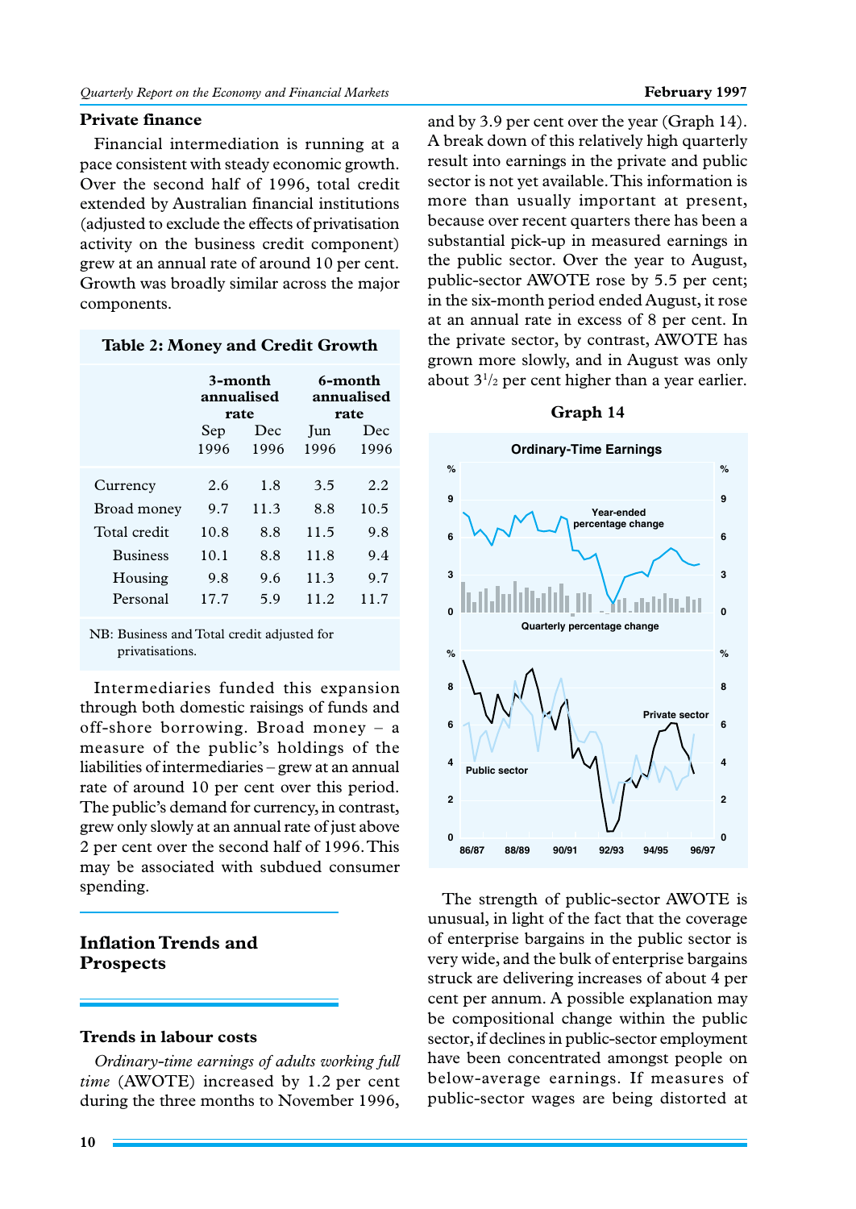### Private finance

Financial intermediation is running at a pace consistent with steady economic growth. Over the second half of 1996, total credit extended by Australian financial institutions (adjusted to exclude the effects of privatisation activity on the business credit component) grew at an annual rate of around 10 per cent. Growth was broadly similar across the major components.

**Table 2: Money and Credit Growth**

| | 3-month annualised rate | | 6-month annualised rate | |
|---|---|---|---|---|
| | Sep 1996 | Dec 1996 | Jun 1996 | Dec 1996 |
| Currency | 2.6 | 1.8 | 3.5 | 2.2 |
| Broad money | 9.7 | 11.3 | 8.8 | 10.5 |
| Total credit | 10.8 | 8.8 | 11.5 | 9.8 |
| Business | 10.1 | 8.8 | 11.8 | 9.4 |
| Housing | 9.8 | 9.6 | 11.3 | 9.7 |
| Personal | 17.7 | 5.9 | 11.2 | 11.7 |

NB: Business and Total credit adjusted for privatisations.

Intermediaries funded this expansion through both domestic raisings of funds and off-shore borrowing. Broad money – a measure of the public's holdings of the liabilities of intermediaries – grew at an annual rate of around 10 per cent over this period. The public's demand for currency, in contrast, grew only slowly at an annual rate of just above 2 per cent over the second half of 1996. This may be associated with subdued consumer spending.

## Inflation Trends and Prospects

### Trends in labour costs

*Ordinary-time earnings of adults working full time* (AWOTE) increased by 1.2 per cent during the three months to November 1996, and by 3.9 per cent over the year (Graph 14). A break down of this relatively high quarterly result into earnings in the private and public sector is not yet available. This information is more than usually important at present, because over recent quarters there has been a substantial pick-up in measured earnings in the public sector. Over the year to August, public-sector AWOTE rose by 5.5 per cent; in the six-month period ended August, it rose at an annual rate in excess of 8 per cent. In the private sector, by contrast, AWOTE has grown more slowly, and in August was only about 3½ per cent higher than a year earlier.

**Graph 14**

The strength of public-sector AWOTE is unusual, in light of the fact that the coverage of enterprise bargains in the public sector is very wide, and the bulk of enterprise bargains struck are delivering increases of about 4 per cent per annum. A possible explanation may be compositional change within the public sector, if declines in public-sector employment have been concentrated amongst people on below-average earnings. If measures of public-sector wages are being distorted at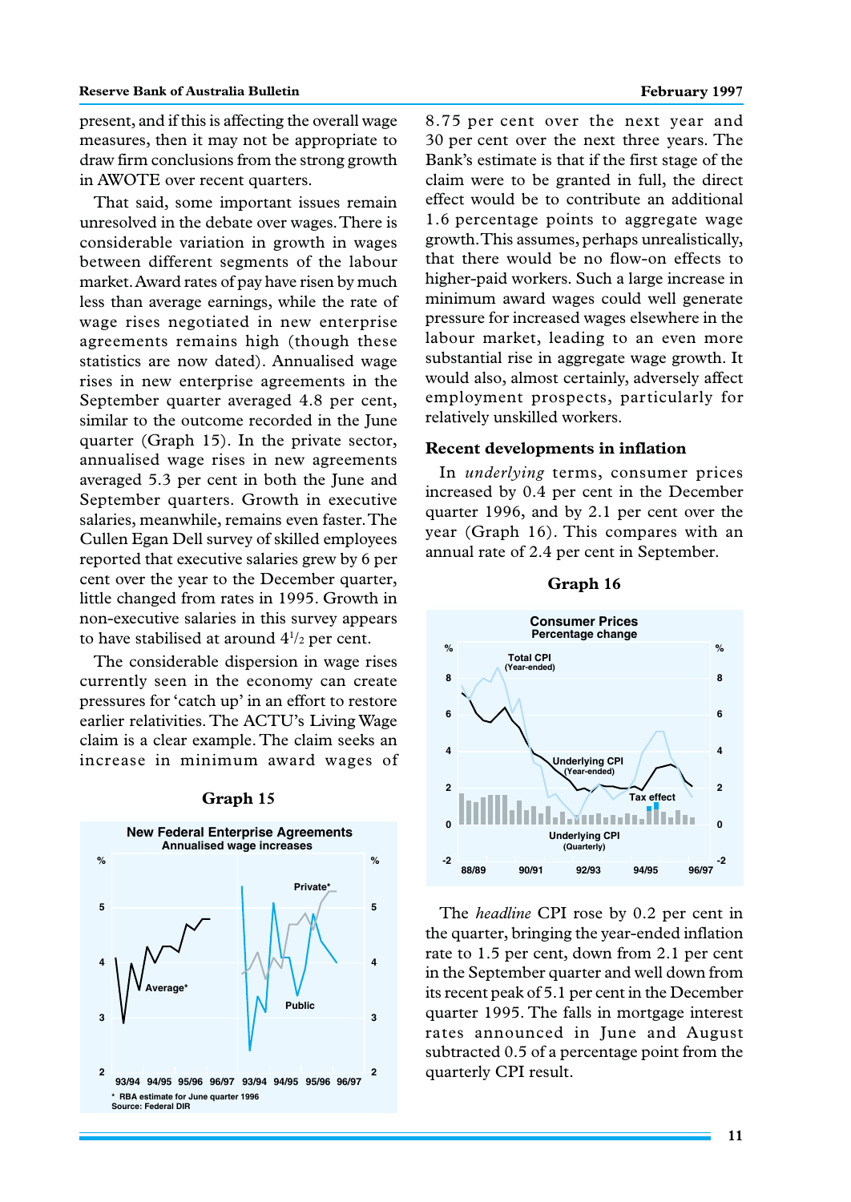present, and if this is affecting the overall wage measures, then it may not be appropriate to draw firm conclusions from the strong growth in AWOTE over recent quarters.

That said, some important issues remain unresolved in the debate over wages. There is considerable variation in growth in wages between different segments of the labour market. Award rates of pay have risen by much less than average earnings, while the rate of wage rises negotiated in new enterprise agreements remains high (though these statistics are now dated). Annualised wage rises in new enterprise agreements in the September quarter averaged 4.8 per cent, similar to the outcome recorded in the June quarter (Graph 15). In the private sector, annualised wage rises in new agreements averaged 5.3 per cent in both the June and September quarters. Growth in executive salaries, meanwhile, remains even faster. The Cullen Egan Dell survey of skilled employees reported that executive salaries grew by 6 per cent over the year to the December quarter, little changed from rates in 1995. Growth in non-executive salaries in this survey appears to have stabilised at around $4^{1}/_{2}$ per cent.

The considerable dispersion in wage rises currently seen in the economy can create pressures for 'catch up' in an effort to restore earlier relativities. The ACTU's Living Wage claim is a clear example. The claim seeks an increase in minimum award wages of

**Graph 15**

**New Federal Enterprise Agreements**
Annualised wage increases

\* RBA estimate for June quarter 1996
Source: Federal DIR

8.75 per cent over the next year and 30 per cent over the next three years. The Bank's estimate is that if the first stage of the claim were to be granted in full, the direct effect would be to contribute an additional 1.6 percentage points to aggregate wage growth. This assumes, perhaps unrealistically, that there would be no flow-on effects to higher-paid workers. Such a large increase in minimum award wages could well generate pressure for increased wages elsewhere in the labour market, leading to an even more substantial rise in aggregate wage growth. It would also, almost certainly, adversely affect employment prospects, particularly for relatively unskilled workers.

### Recent developments in inflation

In *underlying* terms, consumer prices increased by 0.4 per cent in the December quarter 1996, and by 2.1 per cent over the year (Graph 16). This compares with an annual rate of 2.4 per cent in September.

**Graph 16**

**Consumer Prices**
Percentage change

The *headline* CPI rose by 0.2 per cent in the quarter, bringing the year-ended inflation rate to 1.5 per cent, down from 2.1 per cent in the September quarter and well down from its recent peak of 5.1 per cent in the December quarter 1995. The falls in mortgage interest rates announced in June and August subtracted 0.5 of a percentage point from the quarterly CPI result.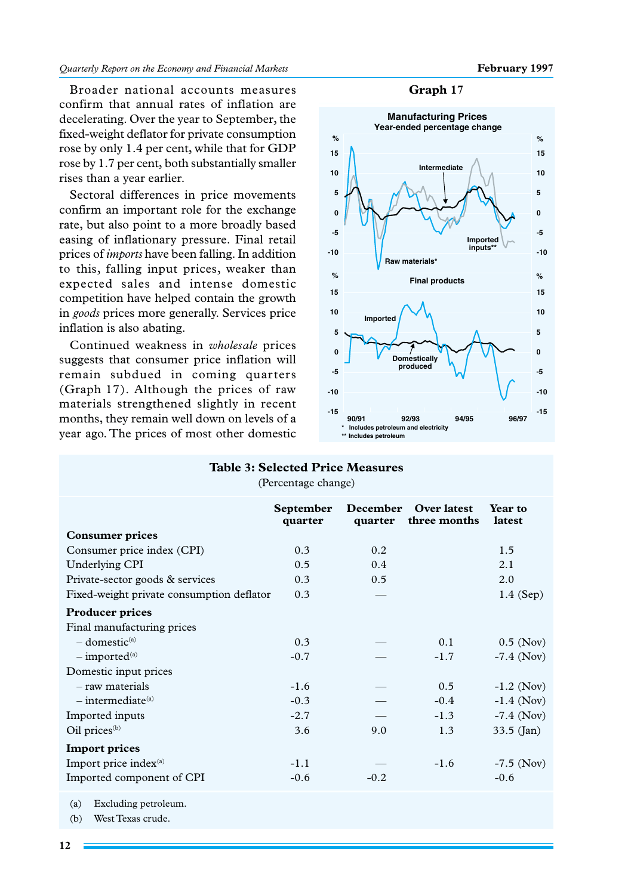Broader national accounts measures confirm that annual rates of inflation are decelerating. Over the year to September, the fixed-weight deflator for private consumption rose by only 1.4 per cent, while that for GDP rose by 1.7 per cent, both substantially smaller rises than a year earlier.

Sectoral differences in price movements confirm an important role for the exchange rate, but also point to a more broadly based easing of inflationary pressure. Final retail prices of *imports* have been falling. In addition to this, falling input prices, weaker than expected sales and intense domestic competition have helped contain the growth in *goods* prices more generally. Services price inflation is also abating.

Continued weakness in *wholesale* prices suggests that consumer price inflation will remain subdued in coming quarters (Graph 17). Although the prices of raw materials strengthened slightly in recent months, they remain well down on levels of a year ago. The prices of most other domestic

**Graph 17**

Manufacturing Prices
Year-ended percentage change

\* Includes petroleum and electricity
\*\* Includes petroleum

**Table 3: Selected Price Measures**
(Percentage change)

| | September quarter | December quarter | Over latest three months | Year to latest |
|---|---|---|---|---|
| **Consumer prices** | | | | |
| Consumer price index (CPI) | 0.3 | 0.2 | | 1.5 |
| Underlying CPI | 0.5 | 0.4 | | 2.1 |
| Private-sector goods & services | 0.3 | 0.5 | | 2.0 |
| Fixed-weight private consumption deflator | 0.3 | — | | 1.4 (Sep) |
| **Producer prices** | | | | |
| Final manufacturing prices | | | | |
| – domestic[(a)] | 0.3 | — | 0.1 | 0.5 (Nov) |
| – imported[(a)] | -0.7 | — | -1.7 | -7.4 (Nov) |
| Domestic input prices | | | | |
| – raw materials | -1.6 | — | 0.5 | -1.2 (Nov) |
| – intermediate[(a)] | -0.3 | — | -0.4 | -1.4 (Nov) |
| Imported inputs | -2.7 | — | -1.3 | -7.4 (Nov) |
| Oil prices[(b)] | 3.6 | 9.0 | 1.3 | 33.5 (Jan) |
| **Import prices** | | | | |
| Import price index[(a)] | -1.1 | — | -1.6 | -7.5 (Nov) |
| Imported component of CPI | -0.6 | -0.2 | | -0.6 |

(a) Excluding petroleum.
(b) West Texas crude.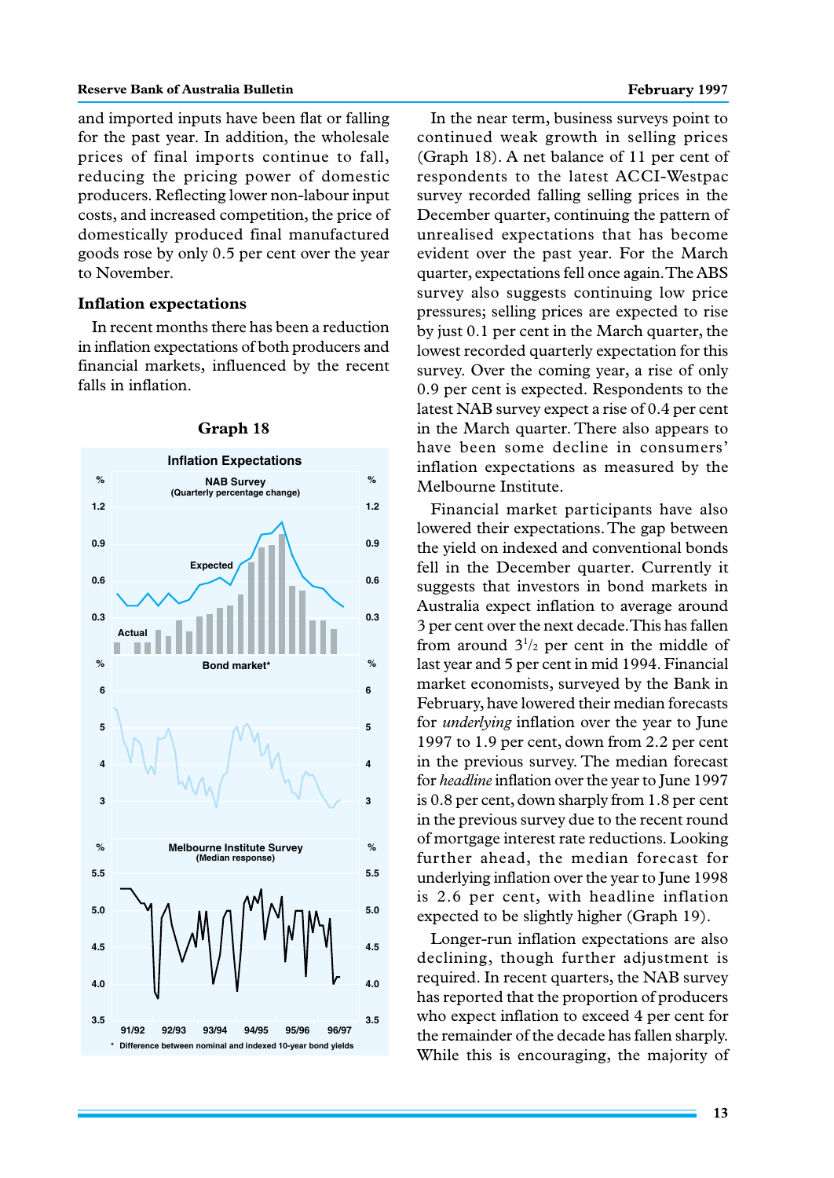and imported inputs have been flat or falling for the past year. In addition, the wholesale prices of final imports continue to fall, reducing the pricing power of domestic producers. Reflecting lower non-labour input costs, and increased competition, the price of domestically produced final manufactured goods rose by only 0.5 per cent over the year to November.

### Inflation expectations

In recent months there has been a reduction in inflation expectations of both producers and financial markets, influenced by the recent falls in inflation.

**Graph 18**

In the near term, business surveys point to continued weak growth in selling prices (Graph 18). A net balance of 11 per cent of respondents to the latest ACCI-Westpac survey recorded falling selling prices in the December quarter, continuing the pattern of unrealised expectations that has become evident over the past year. For the March quarter, expectations fell once again. The ABS survey also suggests continuing low price pressures; selling prices are expected to rise by just 0.1 per cent in the March quarter, the lowest recorded quarterly expectation for this survey. Over the coming year, a rise of only 0.9 per cent is expected. Respondents to the latest NAB survey expect a rise of 0.4 per cent in the March quarter. There also appears to have been some decline in consumers' inflation expectations as measured by the Melbourne Institute.

Financial market participants have also lowered their expectations. The gap between the yield on indexed and conventional bonds fell in the December quarter. Currently it suggests that investors in bond markets in Australia expect inflation to average around 3 per cent over the next decade. This has fallen from around $3^{1}/_{2}$ per cent in the middle of last year and 5 per cent in mid 1994. Financial market economists, surveyed by the Bank in February, have lowered their median forecasts for *underlying* inflation over the year to June 1997 to 1.9 per cent, down from 2.2 per cent in the previous survey. The median forecast for *headline* inflation over the year to June 1997 is 0.8 per cent, down sharply from 1.8 per cent in the previous survey due to the recent round of mortgage interest rate reductions. Looking further ahead, the median forecast for underlying inflation over the year to June 1998 is 2.6 per cent, with headline inflation expected to be slightly higher (Graph 19).

Longer-run inflation expectations are also declining, though further adjustment is required. In recent quarters, the NAB survey has reported that the proportion of producers who expect inflation to exceed 4 per cent for the remainder of the decade has fallen sharply. While this is encouraging, the majority of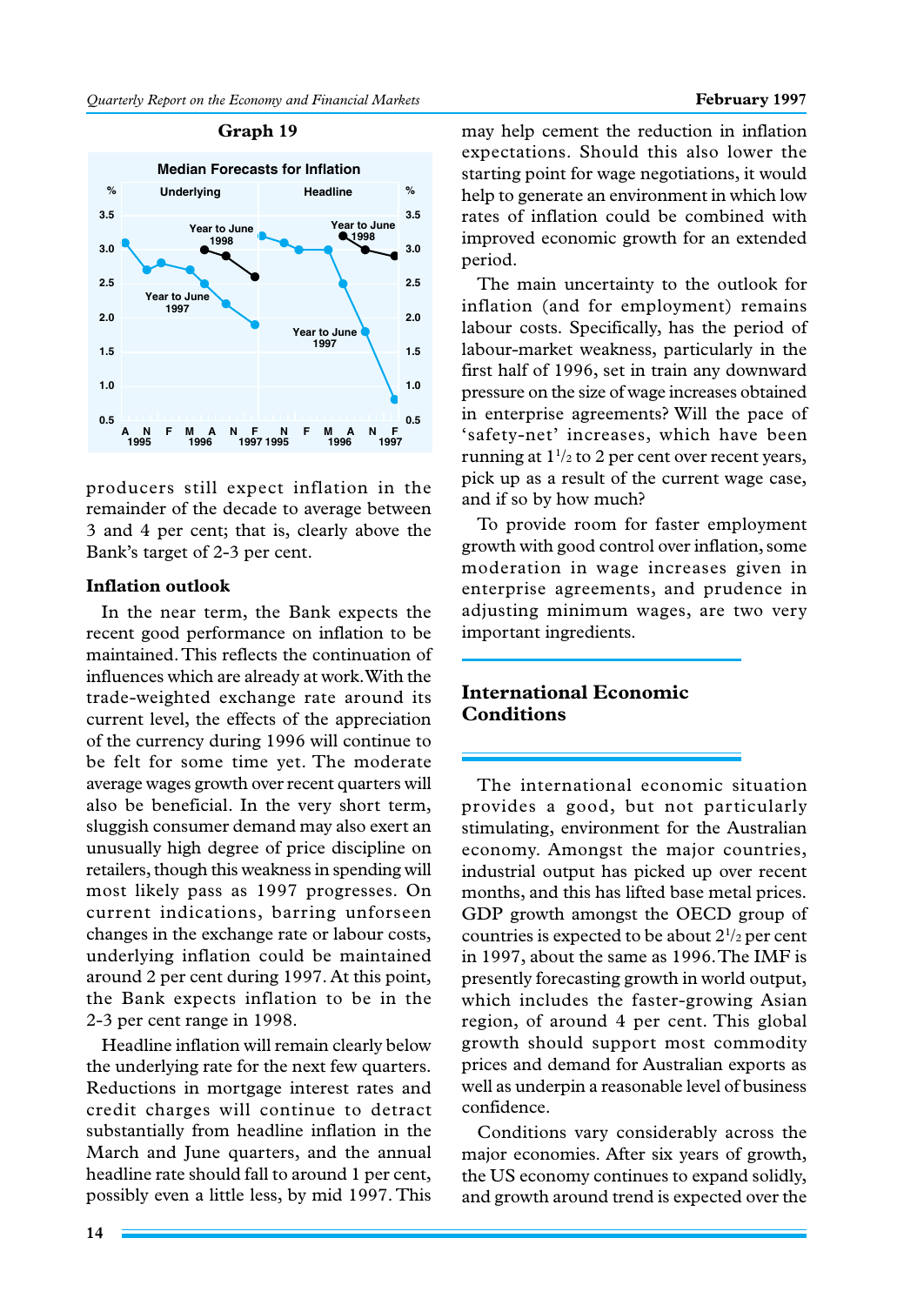**Graph 19**

**Median Forecasts for Inflation**

producers still expect inflation in the remainder of the decade to average between 3 and 4 per cent; that is, clearly above the Bank's target of 2-3 per cent.

### Inflation outlook

In the near term, the Bank expects the recent good performance on inflation to be maintained. This reflects the continuation of influences which are already at work. With the trade-weighted exchange rate around its current level, the effects of the appreciation of the currency during 1996 will continue to be felt for some time yet. The moderate average wages growth over recent quarters will also be beneficial. In the very short term, sluggish consumer demand may also exert an unusually high degree of price discipline on retailers, though this weakness in spending will most likely pass as 1997 progresses. On current indications, barring unforseen changes in the exchange rate or labour costs, underlying inflation could be maintained around 2 per cent during 1997. At this point, the Bank expects inflation to be in the 2-3 per cent range in 1998.

Headline inflation will remain clearly below the underlying rate for the next few quarters. Reductions in mortgage interest rates and credit charges will continue to detract substantially from headline inflation in the March and June quarters, and the annual headline rate should fall to around 1 per cent, possibly even a little less, by mid 1997. This may help cement the reduction in inflation expectations. Should this also lower the starting point for wage negotiations, it would help to generate an environment in which low rates of inflation could be combined with improved economic growth for an extended period.

The main uncertainty to the outlook for inflation (and for employment) remains labour costs. Specifically, has the period of labour-market weakness, particularly in the first half of 1996, set in train any downward pressure on the size of wage increases obtained in enterprise agreements? Will the pace of 'safety-net' increases, which have been running at 1½ to 2 per cent over recent years, pick up as a result of the current wage case, and if so by how much?

To provide room for faster employment growth with good control over inflation, some moderation in wage increases given in enterprise agreements, and prudence in adjusting minimum wages, are two very important ingredients.

## International Economic Conditions

The international economic situation provides a good, but not particularly stimulating, environment for the Australian economy. Amongst the major countries, industrial output has picked up over recent months, and this has lifted base metal prices. GDP growth amongst the OECD group of countries is expected to be about 2½ per cent in 1997, about the same as 1996. The IMF is presently forecasting growth in world output, which includes the faster-growing Asian region, of around 4 per cent. This global growth should support most commodity prices and demand for Australian exports as well as underpin a reasonable level of business confidence.

Conditions vary considerably across the major economies. After six years of growth, the US economy continues to expand solidly, and growth around trend is expected over the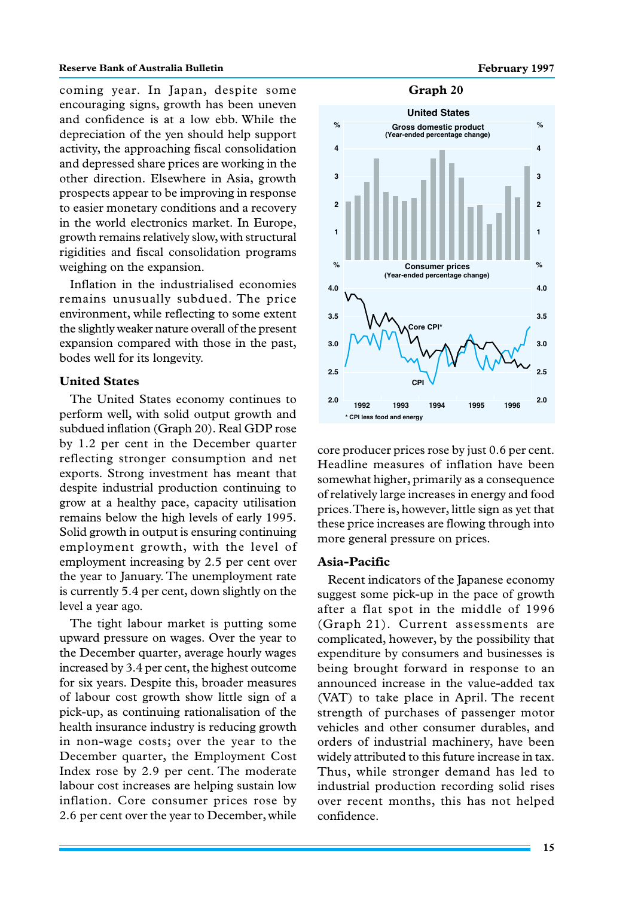coming year. In Japan, despite some encouraging signs, growth has been uneven and confidence is at a low ebb. While the depreciation of the yen should help support activity, the approaching fiscal consolidation and depressed share prices are working in the other direction. Elsewhere in Asia, growth prospects appear to be improving in response to easier monetary conditions and a recovery in the world electronics market. In Europe, growth remains relatively slow, with structural rigidities and fiscal consolidation programs weighing on the expansion.

Inflation in the industrialised economies remains unusually subdued. The price environment, while reflecting to some extent the slightly weaker nature overall of the present expansion compared with those in the past, bodes well for its longevity.

### United States

The United States economy continues to perform well, with solid output growth and subdued inflation (Graph 20). Real GDP rose by 1.2 per cent in the December quarter reflecting stronger consumption and net exports. Strong investment has meant that despite industrial production continuing to grow at a healthy pace, capacity utilisation remains below the high levels of early 1995. Solid growth in output is ensuring continuing employment growth, with the level of employment increasing by 2.5 per cent over the year to January. The unemployment rate is currently 5.4 per cent, down slightly on the level a year ago.

The tight labour market is putting some upward pressure on wages. Over the year to the December quarter, average hourly wages increased by 3.4 per cent, the highest outcome for six years. Despite this, broader measures of labour cost growth show little sign of a pick-up, as continuing rationalisation of the health insurance industry is reducing growth in non-wage costs; over the year to the December quarter, the Employment Cost Index rose by 2.9 per cent. The moderate labour cost increases are helping sustain low inflation. Core consumer prices rose by 2.6 per cent over the year to December, while core producer prices rose by just 0.6 per cent. Headline measures of inflation have been somewhat higher, primarily as a consequence of relatively large increases in energy and food prices. There is, however, little sign as yet that these price increases are flowing through into more general pressure on prices.

**Graph 20**

United States

Gross domestic product (Year-ended percentage change)

Consumer prices (Year-ended percentage change)

\* CPI less food and energy

### Asia-Pacific

Recent indicators of the Japanese economy suggest some pick-up in the pace of growth after a flat spot in the middle of 1996 (Graph 21). Current assessments are complicated, however, by the possibility that expenditure by consumers and businesses is being brought forward in response to an announced increase in the value-added tax (VAT) to take place in April. The recent strength of purchases of passenger motor vehicles and other consumer durables, and orders of industrial machinery, have been widely attributed to this future increase in tax. Thus, while stronger demand has led to industrial production recording solid rises over recent months, this has not helped confidence.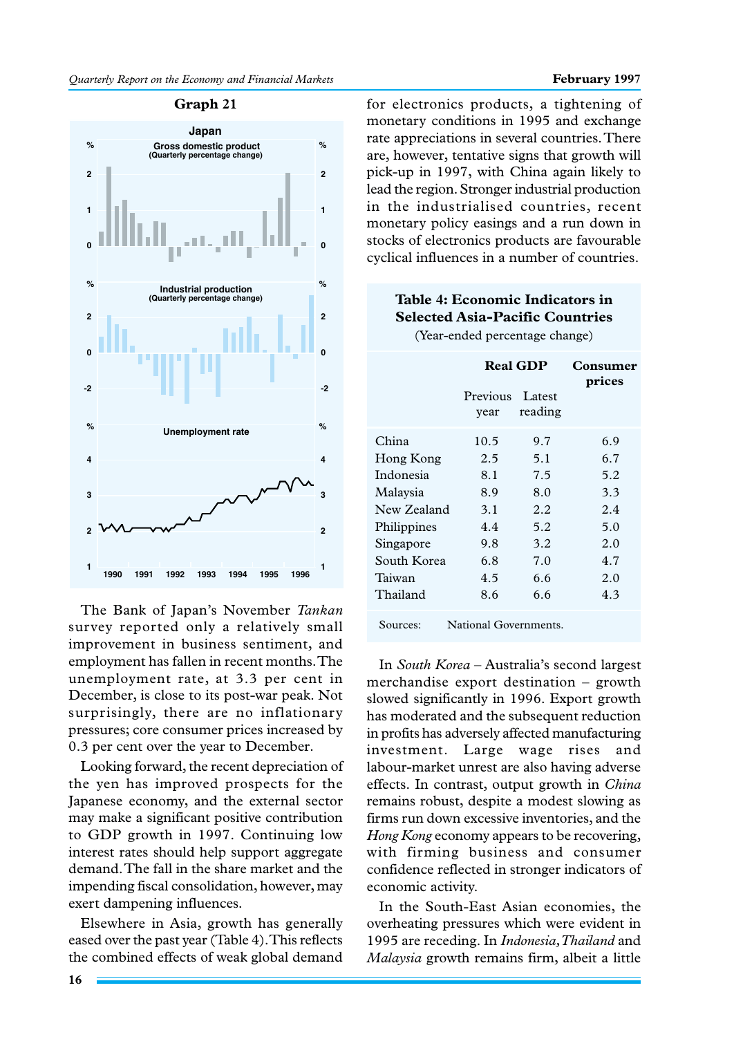**Graph 21**

The Bank of Japan's November *Tankan* survey reported only a relatively small improvement in business sentiment, and employment has fallen in recent months. The unemployment rate, at 3.3 per cent in December, is close to its post-war peak. Not surprisingly, there are no inflationary pressures; core consumer prices increased by 0.3 per cent over the year to December.

Looking forward, the recent depreciation of the yen has improved prospects for the Japanese economy, and the external sector may make a significant positive contribution to GDP growth in 1997. Continuing low interest rates should help support aggregate demand. The fall in the share market and the impending fiscal consolidation, however, may exert dampening influences.

Elsewhere in Asia, growth has generally eased over the past year (Table 4). This reflects the combined effects of weak global demand for electronics products, a tightening of monetary conditions in 1995 and exchange rate appreciations in several countries. There are, however, tentative signs that growth will pick-up in 1997, with China again likely to lead the region. Stronger industrial production in the industrialised countries, recent monetary policy easings and a run down in stocks of electronics products are favourable cyclical influences in a number of countries.

**Table 4: Economic Indicators in Selected Asia-Pacific Countries**

(Year-ended percentage change)

| | Real GDP | | Consumer prices |
|---|---|---|---|
| | Previous year | Latest reading | |
| China | 10.5 | 9.7 | 6.9 |
| Hong Kong | 2.5 | 5.1 | 6.7 |
| Indonesia | 8.1 | 7.5 | 5.2 |
| Malaysia | 8.9 | 8.0 | 3.3 |
| New Zealand | 3.1 | 2.2 | 2.4 |
| Philippines | 4.4 | 5.2 | 5.0 |
| Singapore | 9.8 | 3.2 | 2.0 |
| South Korea | 6.8 | 7.0 | 4.7 |
| Taiwan | 4.5 | 6.6 | 2.0 |
| Thailand | 8.6 | 6.6 | 4.3 |

Sources: National Governments.

In *South Korea* – Australia's second largest merchandise export destination – growth slowed significantly in 1996. Export growth has moderated and the subsequent reduction in profits has adversely affected manufacturing investment. Large wage rises and labour-market unrest are also having adverse effects. In contrast, output growth in *China* remains robust, despite a modest slowing as firms run down excessive inventories, and the *Hong Kong* economy appears to be recovering, with firming business and consumer confidence reflected in stronger indicators of economic activity.

In the South-East Asian economies, the overheating pressures which were evident in 1995 are receding. In *Indonesia, Thailand* and *Malaysia* growth remains firm, albeit a little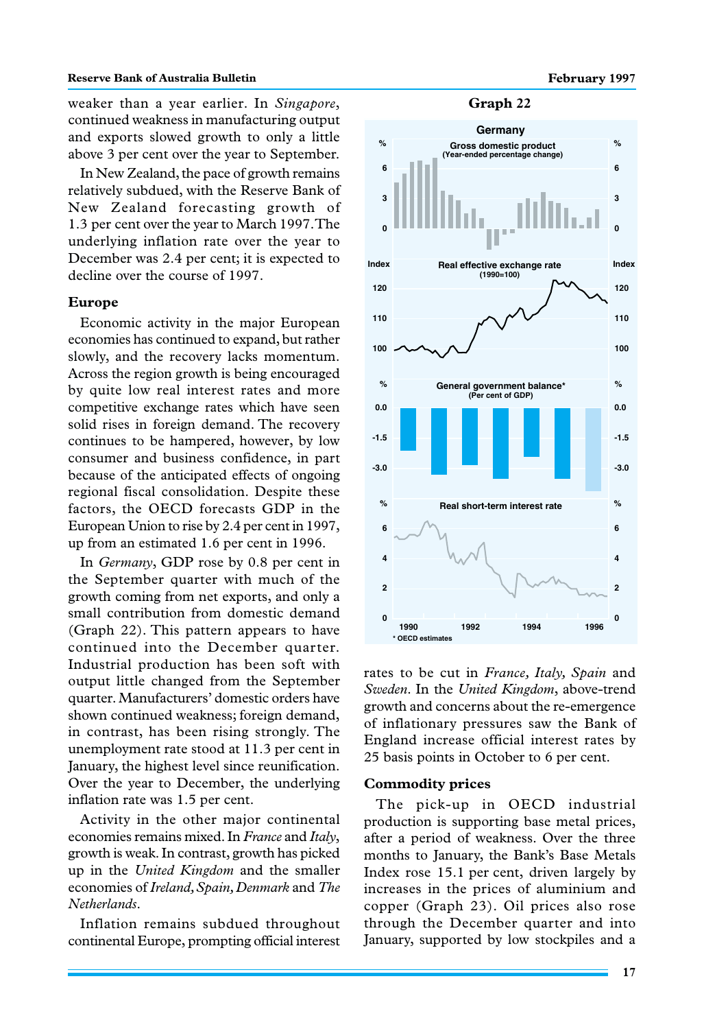weaker than a year earlier. In *Singapore*, continued weakness in manufacturing output and exports slowed growth to only a little above 3 per cent over the year to September.

In New Zealand, the pace of growth remains relatively subdued, with the Reserve Bank of New Zealand forecasting growth of 1.3 per cent over the year to March 1997. The underlying inflation rate over the year to December was 2.4 per cent; it is expected to decline over the course of 1997.

### Europe

Economic activity in the major European economies has continued to expand, but rather slowly, and the recovery lacks momentum. Across the region growth is being encouraged by quite low real interest rates and more competitive exchange rates which have seen solid rises in foreign demand. The recovery continues to be hampered, however, by low consumer and business confidence, in part because of the anticipated effects of ongoing regional fiscal consolidation. Despite these factors, the OECD forecasts GDP in the European Union to rise by 2.4 per cent in 1997, up from an estimated 1.6 per cent in 1996.

In *Germany*, GDP rose by 0.8 per cent in the September quarter with much of the growth coming from net exports, and only a small contribution from domestic demand (Graph 22). This pattern appears to have continued into the December quarter. Industrial production has been soft with output little changed from the September quarter. Manufacturers' domestic orders have shown continued weakness; foreign demand, in contrast, has been rising strongly. The unemployment rate stood at 11.3 per cent in January, the highest level since reunification. Over the year to December, the underlying inflation rate was 1.5 per cent.

Activity in the other major continental economies remains mixed. In *France* and *Italy*, growth is weak. In contrast, growth has picked up in the *United Kingdom* and the smaller economies of *Ireland, Spain, Denmark* and *The Netherlands*.

Inflation remains subdued throughout continental Europe, prompting official interest rates to be cut in *France, Italy, Spain* and *Sweden*. In the *United Kingdom*, above-trend growth and concerns about the re-emergence of inflationary pressures saw the Bank of England increase official interest rates by 25 basis points in October to 6 per cent.

**Graph 22**

**Germany**

Gross domestic product (Year-ended percentage change)

Real effective exchange rate (1990=100)

General government balance* (Per cent of GDP)

Real short-term interest rate

\* OECD estimates

### Commodity prices

The pick-up in OECD industrial production is supporting base metal prices, after a period of weakness. Over the three months to January, the Bank's Base Metals Index rose 15.1 per cent, driven largely by increases in the prices of aluminium and copper (Graph 23). Oil prices also rose through the December quarter and into January, supported by low stockpiles and a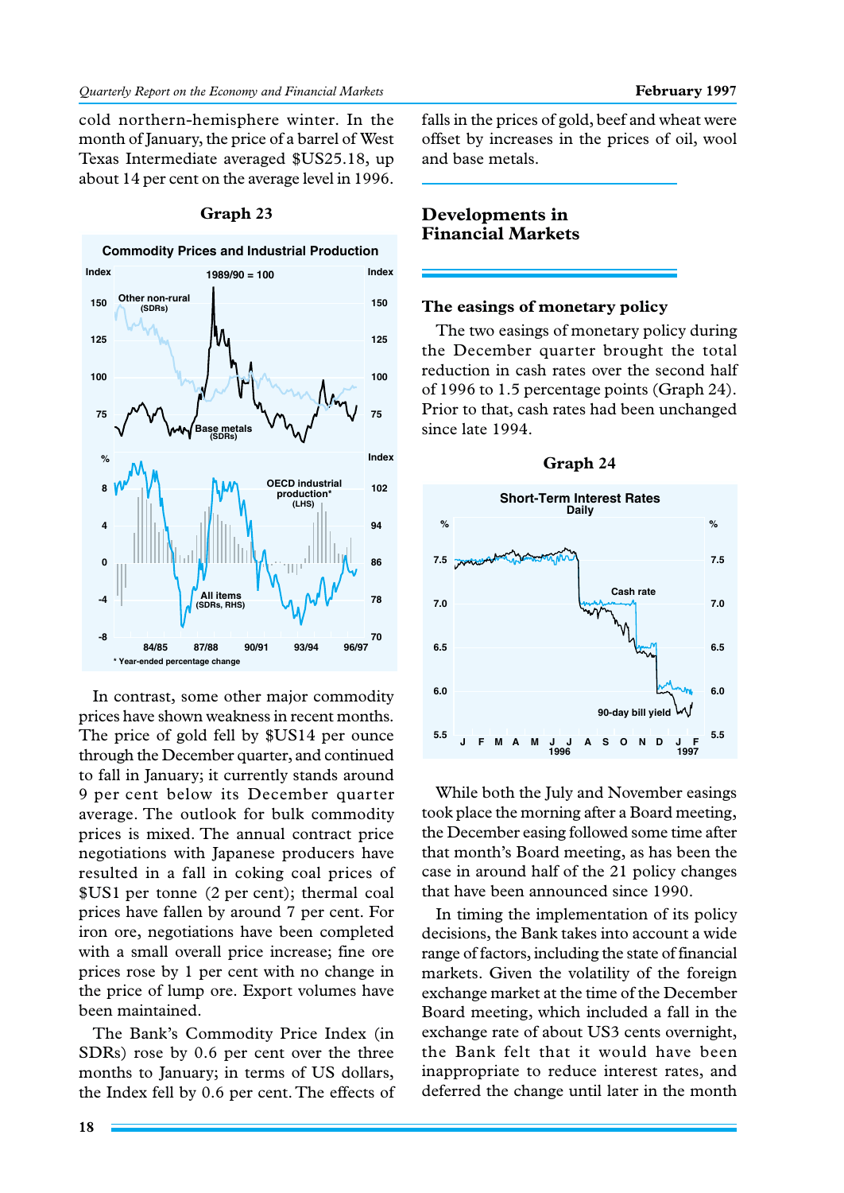cold northern-hemisphere winter. In the month of January, the price of a barrel of West Texas Intermediate averaged $US25.18, up about 14 per cent on the average level in 1996.

**Graph 23**

**Commodity Prices and Industrial Production**

In contrast, some other major commodity prices have shown weakness in recent months. The price of gold fell by $US14 per ounce through the December quarter, and continued to fall in January; it currently stands around 9 per cent below its December quarter average. The outlook for bulk commodity prices is mixed. The annual contract price negotiations with Japanese producers have resulted in a fall in coking coal prices of $US1 per tonne (2 per cent); thermal coal prices have fallen by around 7 per cent. For iron ore, negotiations have been completed with a small overall price increase; fine ore prices rose by 1 per cent with no change in the price of lump ore. Export volumes have been maintained.

The Bank's Commodity Price Index (in SDRs) rose by 0.6 per cent over the three months to January; in terms of US dollars, the Index fell by 0.6 per cent. The effects of falls in the prices of gold, beef and wheat were offset by increases in the prices of oil, wool and base metals.

## Developments in Financial Markets

### The easings of monetary policy

The two easings of monetary policy during the December quarter brought the total reduction in cash rates over the second half of 1996 to 1.5 percentage points (Graph 24). Prior to that, cash rates had been unchanged since late 1994.

**Graph 24**

**Short-Term Interest Rates**
Daily

While both the July and November easings took place the morning after a Board meeting, the December easing followed some time after that month's Board meeting, as has been the case in around half of the 21 policy changes that have been announced since 1990.

In timing the implementation of its policy decisions, the Bank takes into account a wide range of factors, including the state of financial markets. Given the volatility of the foreign exchange market at the time of the December Board meeting, which included a fall in the exchange rate of about US3 cents overnight, the Bank felt that it would have been inappropriate to reduce interest rates, and deferred the change until later in the month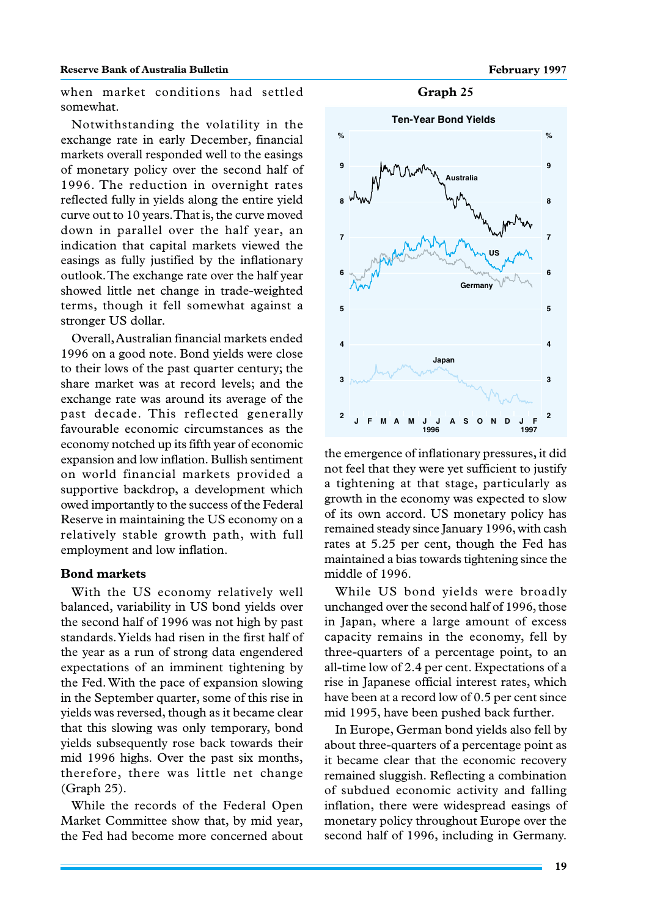when market conditions had settled somewhat.

Notwithstanding the volatility in the exchange rate in early December, financial markets overall responded well to the easings of monetary policy over the second half of 1996. The reduction in overnight rates reflected fully in yields along the entire yield curve out to 10 years. That is, the curve moved down in parallel over the half year, an indication that capital markets viewed the easings as fully justified by the inflationary outlook. The exchange rate over the half year showed little net change in trade-weighted terms, though it fell somewhat against a stronger US dollar.

Overall, Australian financial markets ended 1996 on a good note. Bond yields were close to their lows of the past quarter century; the share market was at record levels; and the exchange rate was around its average of the past decade. This reflected generally favourable economic circumstances as the economy notched up its fifth year of economic expansion and low inflation. Bullish sentiment on world financial markets provided a supportive backdrop, a development which owed importantly to the success of the Federal Reserve in maintaining the US economy on a relatively stable growth path, with full employment and low inflation.

## Bond markets

With the US economy relatively well balanced, variability in US bond yields over the second half of 1996 was not high by past standards. Yields had risen in the first half of the year as a run of strong data engendered expectations of an imminent tightening by the Fed. With the pace of expansion slowing in the September quarter, some of this rise in yields was reversed, though as it became clear that this slowing was only temporary, bond yields subsequently rose back towards their mid 1996 highs. Over the past six months, therefore, there was little net change (Graph 25).

While the records of the Federal Open Market Committee show that, by mid year, the Fed had become more concerned about the emergence of inflationary pressures, it did not feel that they were yet sufficient to justify a tightening at that stage, particularly as growth in the economy was expected to slow of its own accord. US monetary policy has remained steady since January 1996, with cash rates at 5.25 per cent, though the Fed has maintained a bias towards tightening since the middle of 1996.

**Graph 25**

**Ten-Year Bond Yields**

While US bond yields were broadly unchanged over the second half of 1996, those in Japan, where a large amount of excess capacity remains in the economy, fell by three-quarters of a percentage point, to an all-time low of 2.4 per cent. Expectations of a rise in Japanese official interest rates, which have been at a record low of 0.5 per cent since mid 1995, have been pushed back further.

In Europe, German bond yields also fell by about three-quarters of a percentage point as it became clear that the economic recovery remained sluggish. Reflecting a combination of subdued economic activity and falling inflation, there were widespread easings of monetary policy throughout Europe over the second half of 1996, including in Germany.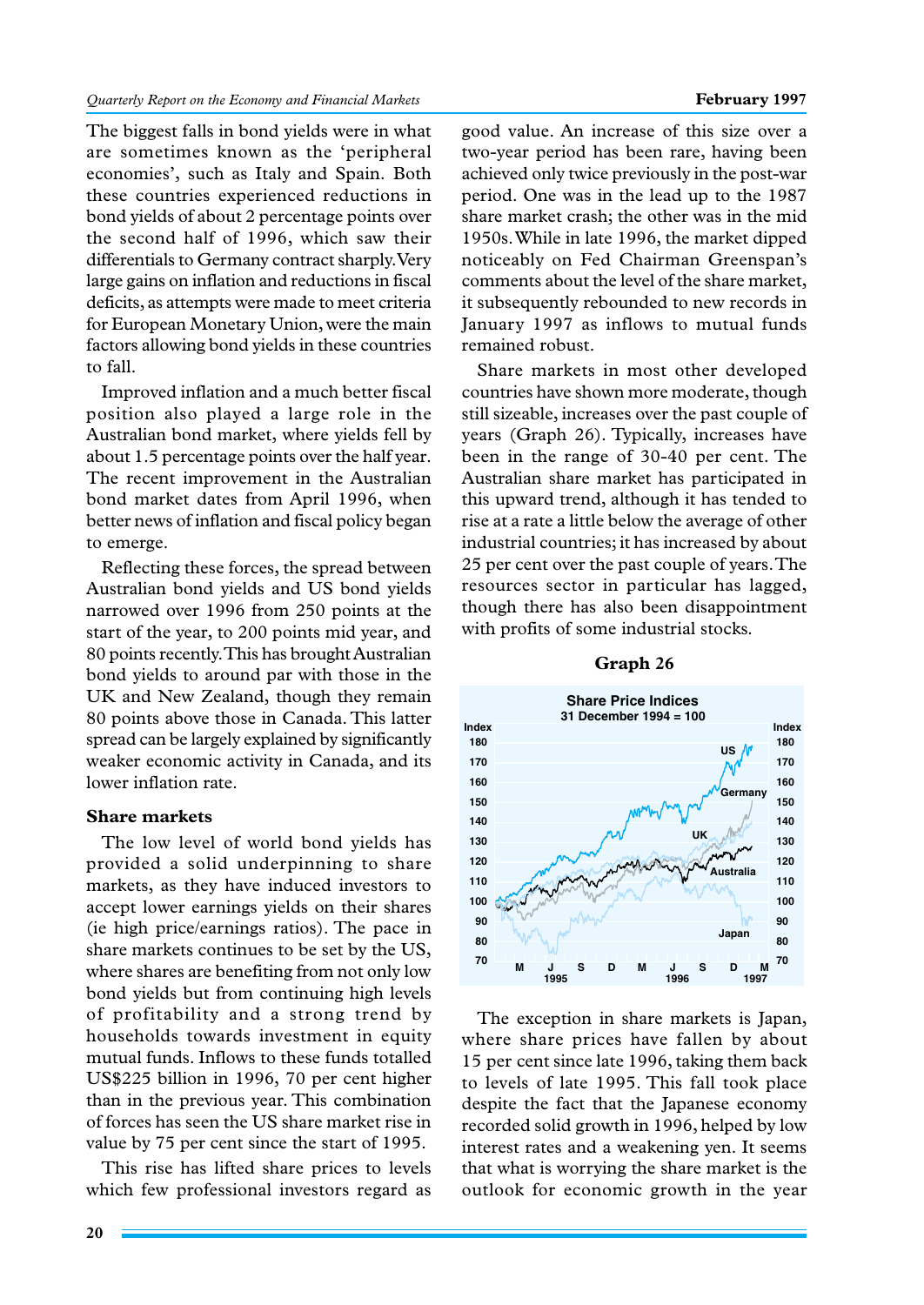The biggest falls in bond yields were in what are sometimes known as the 'peripheral economies', such as Italy and Spain. Both these countries experienced reductions in bond yields of about 2 percentage points over the second half of 1996, which saw their differentials to Germany contract sharply. Very large gains on inflation and reductions in fiscal deficits, as attempts were made to meet criteria for European Monetary Union, were the main factors allowing bond yields in these countries to fall.

Improved inflation and a much better fiscal position also played a large role in the Australian bond market, where yields fell by about 1.5 percentage points over the half year. The recent improvement in the Australian bond market dates from April 1996, when better news of inflation and fiscal policy began to emerge.

Reflecting these forces, the spread between Australian bond yields and US bond yields narrowed over 1996 from 250 points at the start of the year, to 200 points mid year, and 80 points recently. This has brought Australian bond yields to around par with those in the UK and New Zealand, though they remain 80 points above those in Canada. This latter spread can be largely explained by significantly weaker economic activity in Canada, and its lower inflation rate.

### Share markets

The low level of world bond yields has provided a solid underpinning to share markets, as they have induced investors to accept lower earnings yields on their shares (ie high price/earnings ratios). The pace in share markets continues to be set by the US, where shares are benefiting from not only low bond yields but from continuing high levels of profitability and a strong trend by households towards investment in equity mutual funds. Inflows to these funds totalled US$225 billion in 1996, 70 per cent higher than in the previous year. This combination of forces has seen the US share market rise in value by 75 per cent since the start of 1995.

This rise has lifted share prices to levels which few professional investors regard as good value. An increase of this size over a two-year period has been rare, having been achieved only twice previously in the post-war period. One was in the lead up to the 1987 share market crash; the other was in the mid 1950s. While in late 1996, the market dipped noticeably on Fed Chairman Greenspan's comments about the level of the share market, it subsequently rebounded to new records in January 1997 as inflows to mutual funds remained robust.

Share markets in most other developed countries have shown more moderate, though still sizeable, increases over the past couple of years (Graph 26). Typically, increases have been in the range of 30-40 per cent. The Australian share market has participated in this upward trend, although it has tended to rise at a rate a little below the average of other industrial countries; it has increased by about 25 per cent over the past couple of years. The resources sector in particular has lagged, though there has also been disappointment with profits of some industrial stocks.

**Graph 26**

The exception in share markets is Japan, where share prices have fallen by about 15 per cent since late 1996, taking them back to levels of late 1995. This fall took place despite the fact that the Japanese economy recorded solid growth in 1996, helped by low interest rates and a weakening yen. It seems that what is worrying the share market is the outlook for economic growth in the year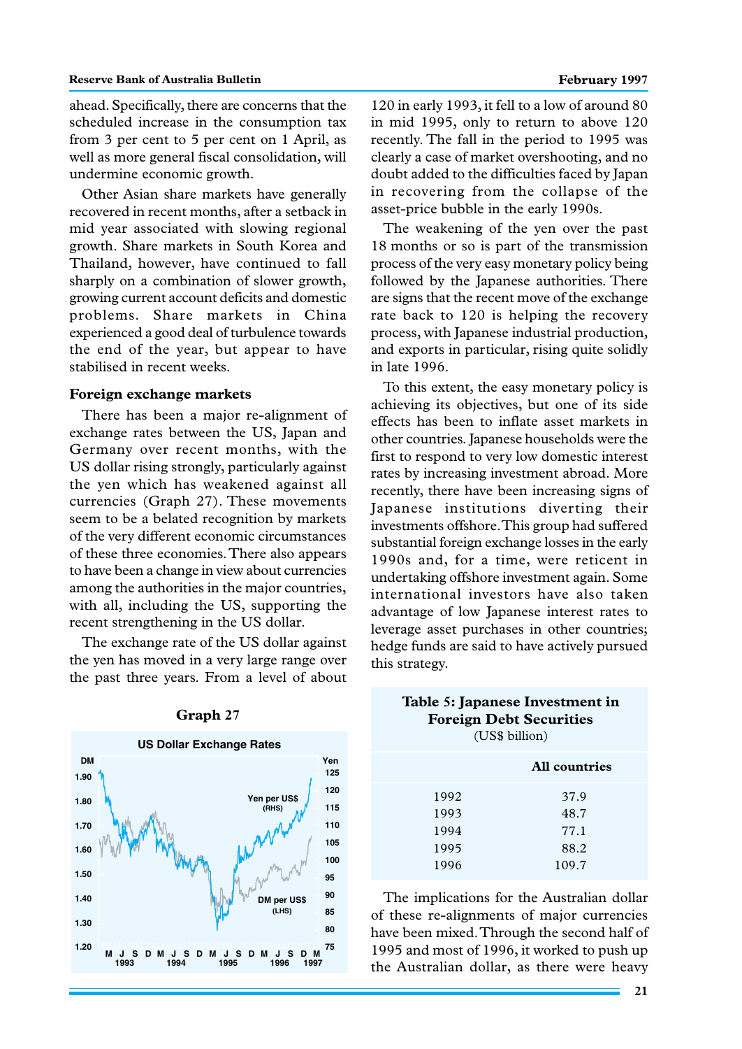ahead. Specifically, there are concerns that the scheduled increase in the consumption tax from 3 per cent to 5 per cent on 1 April, as well as more general fiscal consolidation, will undermine economic growth.

Other Asian share markets have generally recovered in recent months, after a setback in mid year associated with slowing regional growth. Share markets in South Korea and Thailand, however, have continued to fall sharply on a combination of slower growth, growing current account deficits and domestic problems. Share markets in China experienced a good deal of turbulence towards the end of the year, but appear to have stabilised in recent weeks.

### Foreign exchange markets

There has been a major re-alignment of exchange rates between the US, Japan and Germany over recent months, with the US dollar rising strongly, particularly against the yen which has weakened against all currencies (Graph 27). These movements seem to be a belated recognition by markets of the very different economic circumstances of these three economies. There also appears to have been a change in view about currencies among the authorities in the major countries, with all, including the US, supporting the recent strengthening in the US dollar.

The exchange rate of the US dollar against the yen has moved in a very large range over the past three years. From a level of about 120 in early 1993, it fell to a low of around 80 in mid 1995, only to return to above 120 recently. The fall in the period to 1995 was clearly a case of market overshooting, and no doubt added to the difficulties faced by Japan in recovering from the collapse of the asset-price bubble in the early 1990s.

The weakening of the yen over the past 18 months or so is part of the transmission process of the very easy monetary policy being followed by the Japanese authorities. There are signs that the recent move of the exchange rate back to 120 is helping the recovery process, with Japanese industrial production, and exports in particular, rising quite solidly in late 1996.

To this extent, the easy monetary policy is achieving its objectives, but one of its side effects has been to inflate asset markets in other countries. Japanese households were the first to respond to very low domestic interest rates by increasing investment abroad. More recently, there have been increasing signs of Japanese institutions diverting their investments offshore. This group had suffered substantial foreign exchange losses in the early 1990s and, for a time, were reticent in undertaking offshore investment again. Some international investors have also taken advantage of low Japanese interest rates to leverage asset purchases in other countries; hedge funds are said to have actively pursued this strategy.

**Graph 27**

**Table 5: Japanese Investment in Foreign Debt Securities**
(US$ billion)

| | All countries |
|---|---|
| 1992 | 37.9 |
| 1993 | 48.7 |
| 1994 | 77.1 |
| 1995 | 88.2 |
| 1996 | 109.7 |

The implications for the Australian dollar of these re-alignments of major currencies have been mixed. Through the second half of 1995 and most of 1996, it worked to push up the Australian dollar, as there were heavy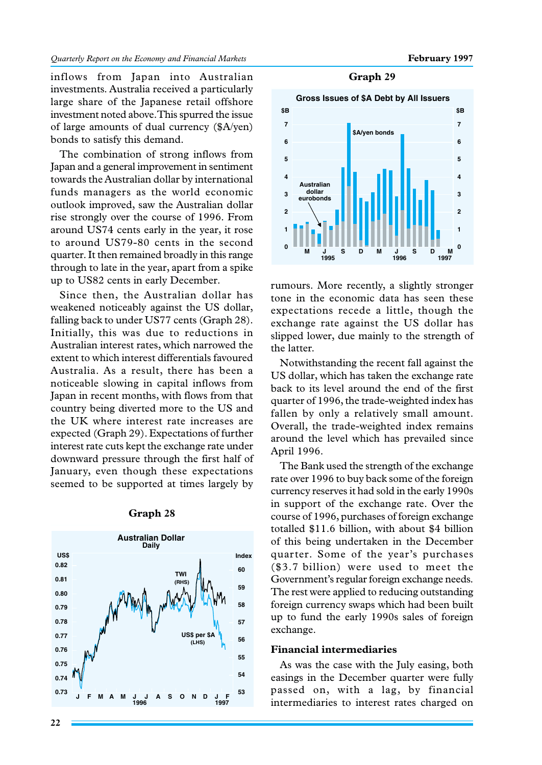inflows from Japan into Australian investments. Australia received a particularly large share of the Japanese retail offshore investment noted above. This spurred the issue of large amounts of dual currency ($A/yen) bonds to satisfy this demand.

The combination of strong inflows from Japan and a general improvement in sentiment towards the Australian dollar by international funds managers as the world economic outlook improved, saw the Australian dollar rise strongly over the course of 1996. From around US74 cents early in the year, it rose to around US79-80 cents in the second quarter. It then remained broadly in this range through to late in the year, apart from a spike up to US82 cents in early December.

Since then, the Australian dollar has weakened noticeably against the US dollar, falling back to under US77 cents (Graph 28). Initially, this was due to reductions in Australian interest rates, which narrowed the extent to which interest differentials favoured Australia. As a result, there has been a noticeable slowing in capital inflows from Japan in recent months, with flows from that country being diverted more to the US and the UK where interest rate increases are expected (Graph 29). Expectations of further interest rate cuts kept the exchange rate under downward pressure through the first half of January, even though these expectations seemed to be supported at times largely by rumours. More recently, a slightly stronger tone in the economic data has seen these expectations recede a little, though the exchange rate against the US dollar has slipped lower, due mainly to the strength of the latter.

**Graph 28**

**Graph 29**

Notwithstanding the recent fall against the US dollar, which has taken the exchange rate back to its level around the end of the first quarter of 1996, the trade-weighted index has fallen by only a relatively small amount. Overall, the trade-weighted index remains around the level which has prevailed since April 1996.

The Bank used the strength of the exchange rate over 1996 to buy back some of the foreign currency reserves it had sold in the early 1990s in support of the exchange rate. Over the course of 1996, purchases of foreign exchange totalled $11.6 billion, with about $4 billion of this being undertaken in the December quarter. Some of the year's purchases ($3.7 billion) were used to meet the Government's regular foreign exchange needs. The rest were applied to reducing outstanding foreign currency swaps which had been built up to fund the early 1990s sales of foreign exchange.

## Financial intermediaries

As was the case with the July easing, both easings in the December quarter were fully passed on, with a lag, by financial intermediaries to interest rates charged on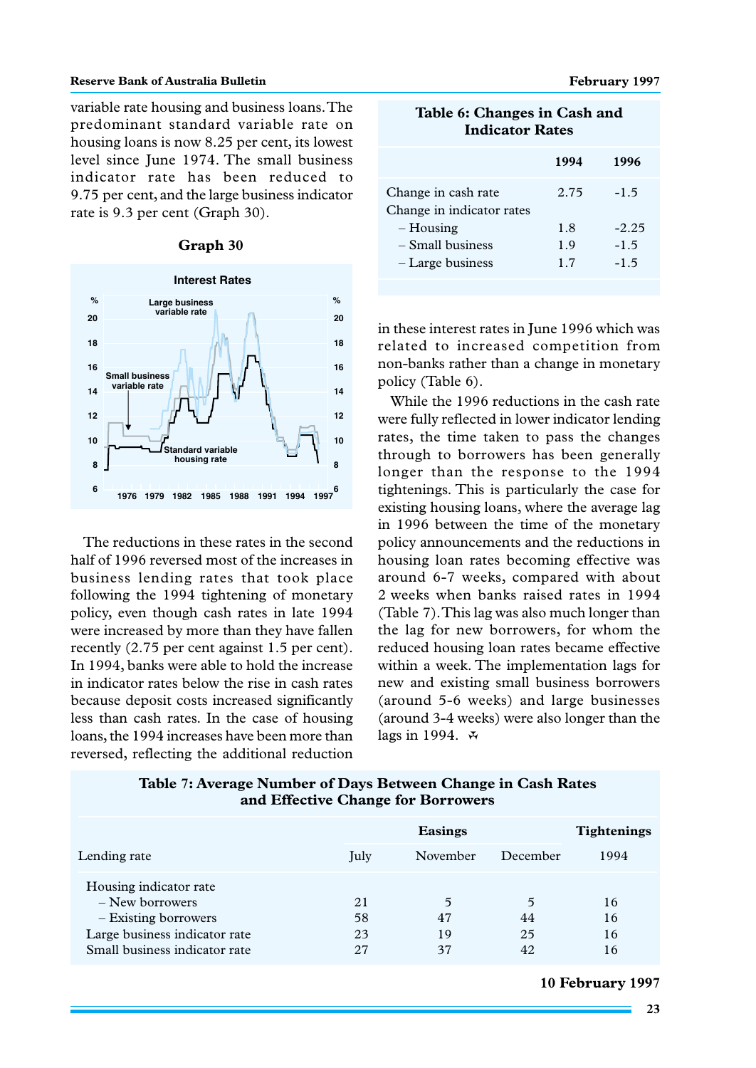variable rate housing and business loans. The predominant standard variable rate on housing loans is now 8.25 per cent, its lowest level since June 1974. The small business indicator rate has been reduced to 9.75 per cent, and the large business indicator rate is 9.3 per cent (Graph 30).

**Graph 30**

Interest Rates

%
20
18
16
14
12
10
8
6

Large business variable rate

Small business variable rate

Standard variable housing rate

1976 1979 1982 1985 1988 1991 1994 1997

The reductions in these rates in the second half of 1996 reversed most of the increases in business lending rates that took place following the 1994 tightening of monetary policy, even though cash rates in late 1994 were increased by more than they have fallen recently (2.75 per cent against 1.5 per cent). In 1994, banks were able to hold the increase in indicator rates below the rise in cash rates because deposit costs increased significantly less than cash rates. In the case of housing loans, the 1994 increases have been more than reversed, reflecting the additional reduction in these interest rates in June 1996 which was related to increased competition from non-banks rather than a change in monetary policy (Table 6).

**Table 6: Changes in Cash and Indicator Rates**

| | 1994 | 1996 |
|---|---|---|
| Change in cash rate | 2.75 | -1.5 |
| Change in indicator rates | | |
| – Housing | 1.8 | -2.25 |
| – Small business | 1.9 | -1.5 |
| – Large business | 1.7 | -1.5 |

While the 1996 reductions in the cash rate were fully reflected in lower indicator lending rates, the time taken to pass the changes through to borrowers has been generally longer than the response to the 1994 tightenings. This is particularly the case for existing housing loans, where the average lag in 1996 between the time of the monetary policy announcements and the reductions in housing loan rates becoming effective was around 6-7 weeks, compared with about 2 weeks when banks raised rates in 1994 (Table 7). This lag was also much longer than the lag for new borrowers, for whom the reduced housing loan rates became effective within a week. The implementation lags for new and existing small business borrowers (around 5-6 weeks) and large businesses (around 3-4 weeks) were also longer than the lags in 1994.

**Table 7: Average Number of Days Between Change in Cash Rates and Effective Change for Borrowers**

| | Easings | | | Tightenings |
|---|---|---|---|---|
| Lending rate | July | November | December | 1994 |
| Housing indicator rate | | | | |
| – New borrowers | 21 | 5 | 5 | 16 |
| – Existing borrowers | 58 | 47 | 44 | 16 |
| Large business indicator rate | 23 | 19 | 25 | 16 |
| Small business indicator rate | 27 | 37 | 42 | 16 |

**10 February 1997**